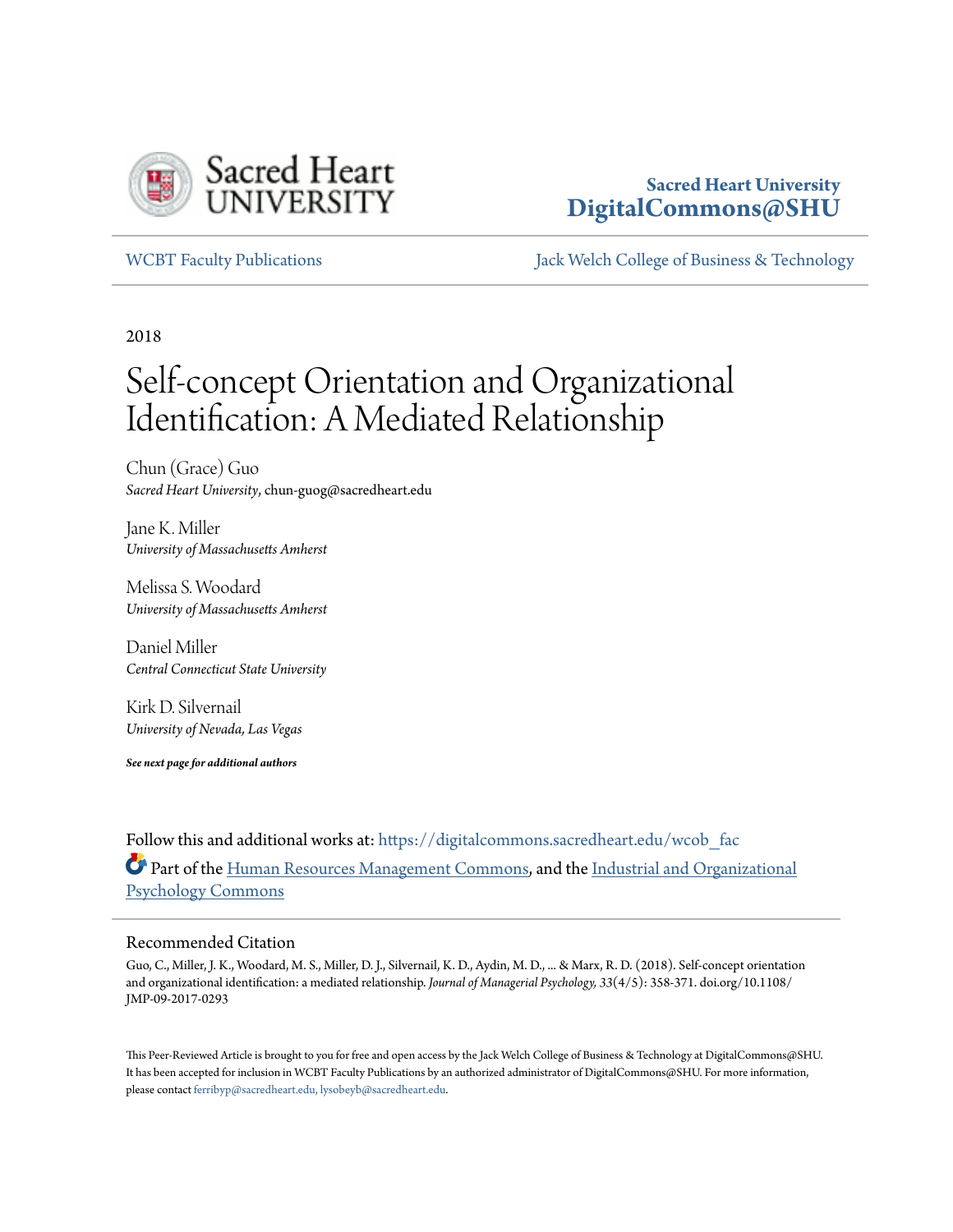Sacred Heart University

**Sacred Heart University DigitalCommons@SHU**

WCBT Faculty Publications | Jack Welch College of Business & Technology

2018

# Self-concept Orientation and Organizational Identification: A Mediated Relationship

Chun (Grace) Guo
*Sacred Heart University*, chun-guog@sacredheart.edu

Jane K. Miller
*University of Massachusetts Amherst*

Melissa S. Woodard
*University of Massachusetts Amherst*

Daniel Miller
*Central Connecticut State University*

Kirk D. Silvernail
*University of Nevada, Las Vegas*

***See next page for additional authors***

Follow this and additional works at: https://digitalcommons.sacredheart.edu/wcob_fac

Part of the Human Resources Management Commons, and the Industrial and Organizational Psychology Commons

## Recommended Citation

Guo, C., Miller, J. K., Woodard, M. S., Miller, D. J., Silvernail, K. D., Aydin, M. D., ... & Marx, R. D. (2018). Self-concept orientation and organizational identification: a mediated relationship. *Journal of Managerial Psychology, 33*(4/5): 358-371. doi.org/10.1108/JMP-09-2017-0293

This Peer-Reviewed Article is brought to you for free and open access by the Jack Welch College of Business & Technology at DigitalCommons@SHU. It has been accepted for inclusion in WCBT Faculty Publications by an authorized administrator of DigitalCommons@SHU. For more information, please contact ferribyp@sacredheart.edu, lysobeyb@sacredheart.edu.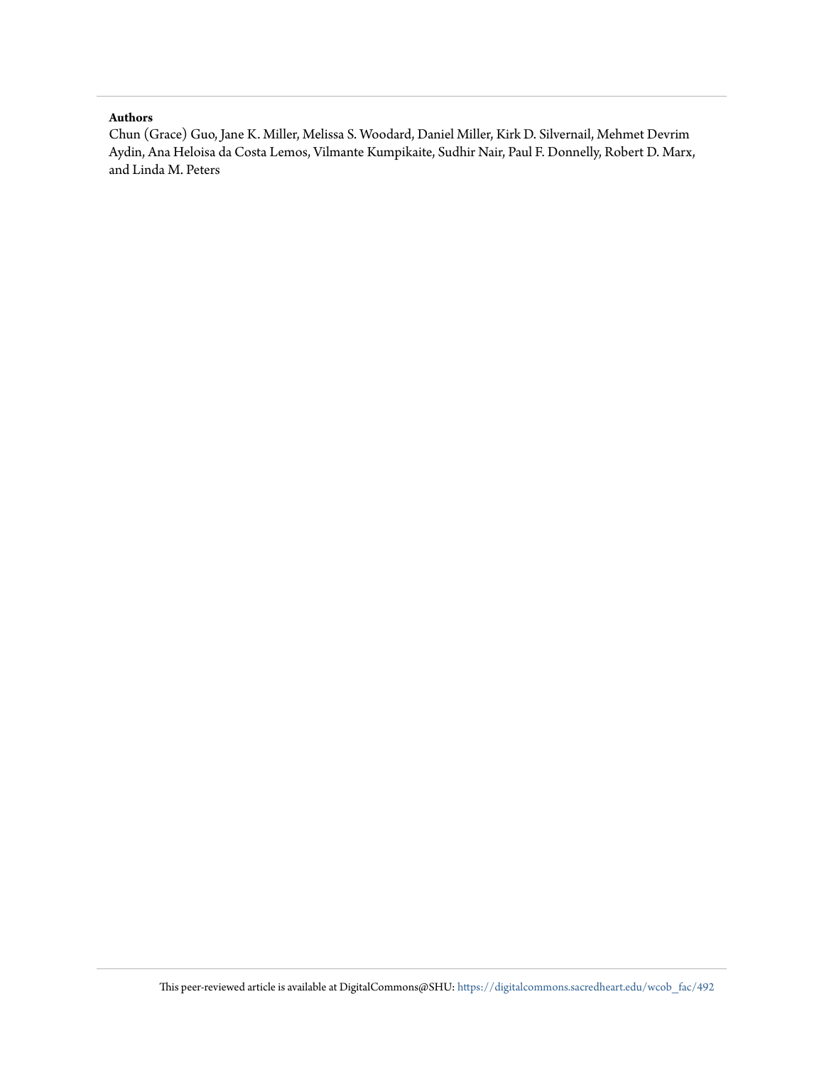**Authors**

Chun (Grace) Guo, Jane K. Miller, Melissa S. Woodard, Daniel Miller, Kirk D. Silvernail, Mehmet Devrim Aydin, Ana Heloisa da Costa Lemos, Vilmante Kumpikaite, Sudhir Nair, Paul F. Donnelly, Robert D. Marx, and Linda M. Peters

This peer-reviewed article is available at DigitalCommons@SHU: https://digitalcommons.sacredheart.edu/wcob_fac/492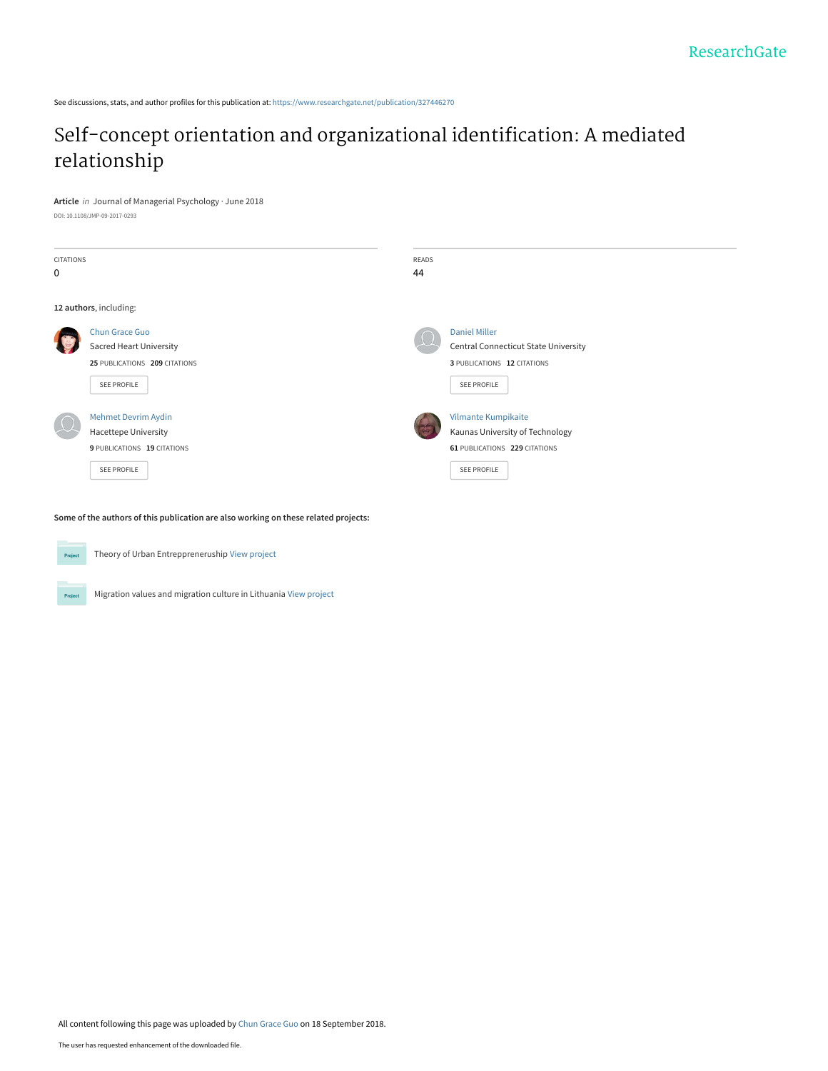See discussions, stats, and author profiles for this publication at: https://www.researchgate.net/publication/327446270

# Self-concept orientation and organizational identification: A mediated relationship

**Article** *in* Journal of Managerial Psychology · June 2018

DOI: 10.1108/JMP-09-2017-0293

| CITATIONS | READS |
|---|---|
| 0 | 44 |

**12 authors**, including:

Chun Grace Guo
Sacred Heart University
**25** PUBLICATIONS **209** CITATIONS
SEE PROFILE

Daniel Miller
Central Connecticut State University
**3** PUBLICATIONS **12** CITATIONS
SEE PROFILE

Mehmet Devrim Aydin
Hacettepe University
**9** PUBLICATIONS **19** CITATIONS
SEE PROFILE

Vilmante Kumpikaite
Kaunas University of Technology
**61** PUBLICATIONS **229** CITATIONS
SEE PROFILE

**Some of the authors of this publication are also working on these related projects:**

Theory of Urban Entreppreneruship View project

Migration values and migration culture in Lithuania View project

All content following this page was uploaded by Chun Grace Guo on 18 September 2018.

The user has requested enhancement of the downloaded file.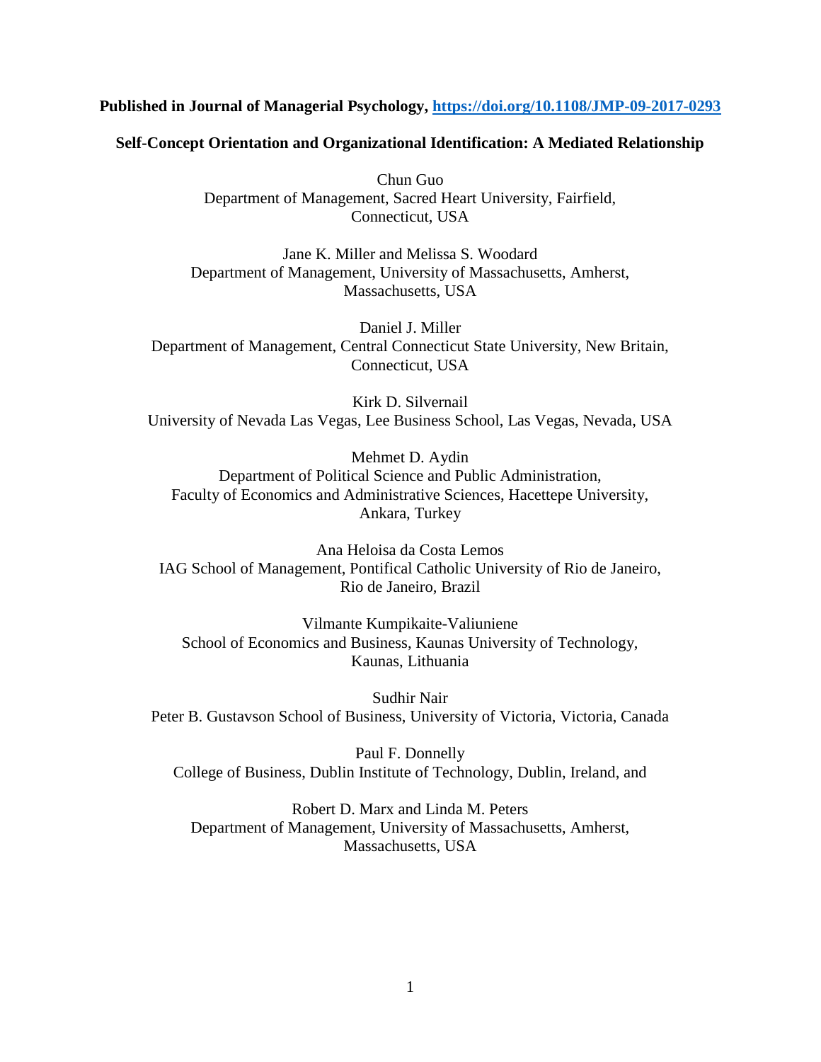**Published in Journal of Managerial Psychology, https://doi.org/10.1108/JMP-09-2017-0293**

# Self-Concept Orientation and Organizational Identification: A Mediated Relationship

Chun Guo
Department of Management, Sacred Heart University, Fairfield, Connecticut, USA

Jane K. Miller and Melissa S. Woodard
Department of Management, University of Massachusetts, Amherst, Massachusetts, USA

Daniel J. Miller
Department of Management, Central Connecticut State University, New Britain, Connecticut, USA

Kirk D. Silvernail
University of Nevada Las Vegas, Lee Business School, Las Vegas, Nevada, USA

Mehmet D. Aydin
Department of Political Science and Public Administration, Faculty of Economics and Administrative Sciences, Hacettepe University, Ankara, Turkey

Ana Heloisa da Costa Lemos
IAG School of Management, Pontifical Catholic University of Rio de Janeiro, Rio de Janeiro, Brazil

Vilmante Kumpikaite-Valiuniene
School of Economics and Business, Kaunas University of Technology, Kaunas, Lithuania

Sudhir Nair
Peter B. Gustavson School of Business, University of Victoria, Victoria, Canada

Paul F. Donnelly
College of Business, Dublin Institute of Technology, Dublin, Ireland, and

Robert D. Marx and Linda M. Peters
Department of Management, University of Massachusetts, Amherst, Massachusetts, USA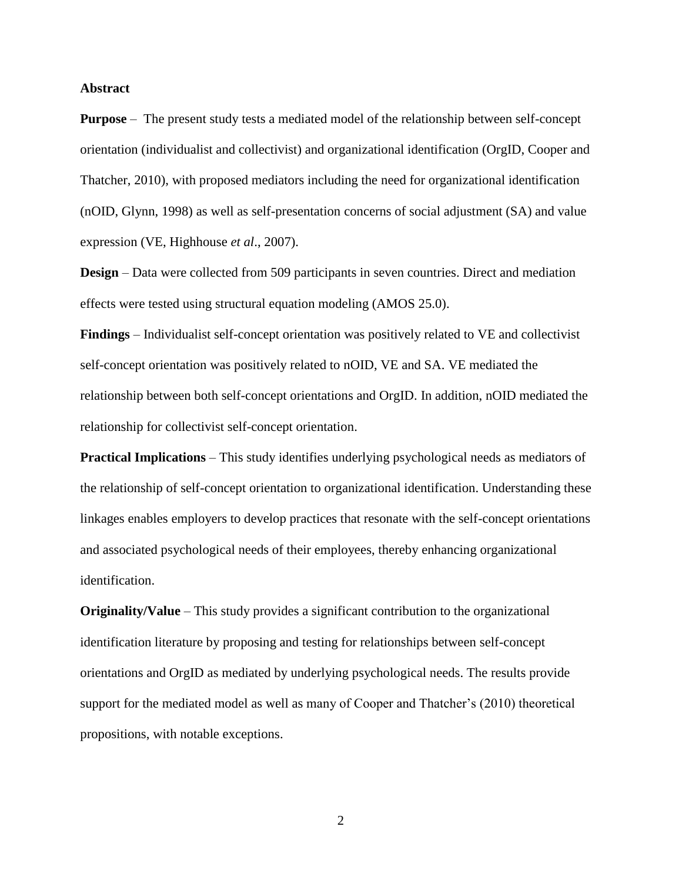**Abstract**

**Purpose** – The present study tests a mediated model of the relationship between self-concept orientation (individualist and collectivist) and organizational identification (OrgID, Cooper and Thatcher, 2010), with proposed mediators including the need for organizational identification (nOID, Glynn, 1998) as well as self-presentation concerns of social adjustment (SA) and value expression (VE, Highhouse *et al*., 2007).

**Design** – Data were collected from 509 participants in seven countries. Direct and mediation effects were tested using structural equation modeling (AMOS 25.0).

**Findings** – Individualist self-concept orientation was positively related to VE and collectivist self-concept orientation was positively related to nOID, VE and SA. VE mediated the relationship between both self-concept orientations and OrgID. In addition, nOID mediated the relationship for collectivist self-concept orientation.

**Practical Implications** – This study identifies underlying psychological needs as mediators of the relationship of self-concept orientation to organizational identification. Understanding these linkages enables employers to develop practices that resonate with the self-concept orientations and associated psychological needs of their employees, thereby enhancing organizational identification.

**Originality/Value** – This study provides a significant contribution to the organizational identification literature by proposing and testing for relationships between self-concept orientations and OrgID as mediated by underlying psychological needs. The results provide support for the mediated model as well as many of Cooper and Thatcher's (2010) theoretical propositions, with notable exceptions.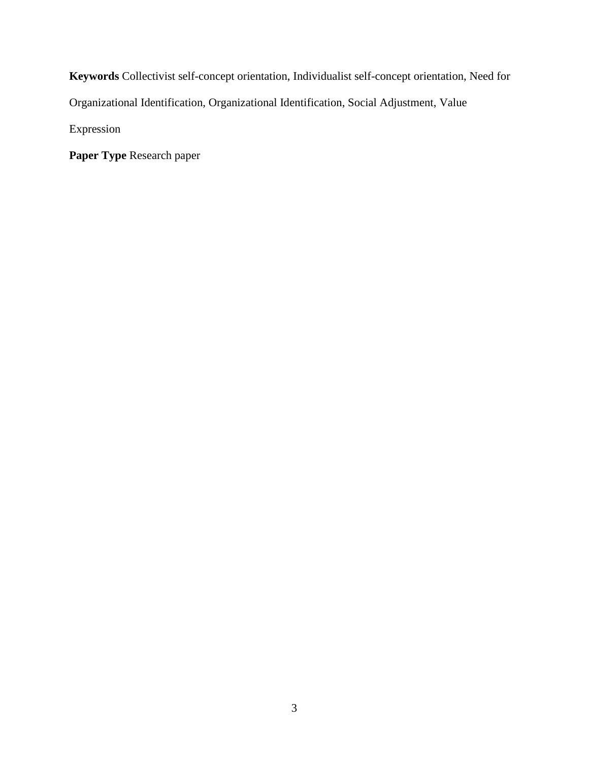**Keywords** Collectivist self-concept orientation, Individualist self-concept orientation, Need for Organizational Identification, Organizational Identification, Social Adjustment, Value Expression

**Paper Type** Research paper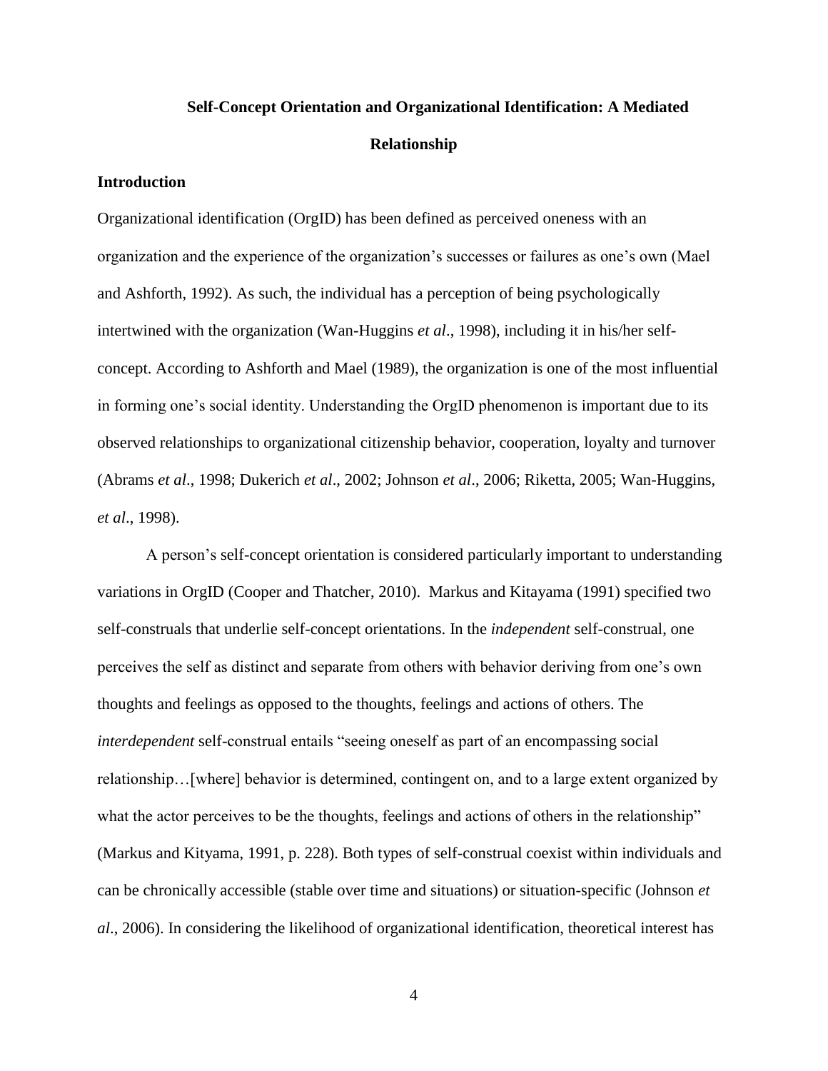**Self-Concept Orientation and Organizational Identification: A Mediated Relationship**

## Introduction

Organizational identification (OrgID) has been defined as perceived oneness with an organization and the experience of the organization's successes or failures as one's own (Mael and Ashforth, 1992). As such, the individual has a perception of being psychologically intertwined with the organization (Wan-Huggins *et al*., 1998), including it in his/her self-concept. According to Ashforth and Mael (1989), the organization is one of the most influential in forming one's social identity. Understanding the OrgID phenomenon is important due to its observed relationships to organizational citizenship behavior, cooperation, loyalty and turnover (Abrams *et al*., 1998; Dukerich *et al*., 2002; Johnson *et al*., 2006; Riketta, 2005; Wan-Huggins, *et al*., 1998).

A person's self-concept orientation is considered particularly important to understanding variations in OrgID (Cooper and Thatcher, 2010). Markus and Kitayama (1991) specified two self-construals that underlie self-concept orientations. In the *independent* self-construal, one perceives the self as distinct and separate from others with behavior deriving from one's own thoughts and feelings as opposed to the thoughts, feelings and actions of others. The *interdependent* self-construal entails "seeing oneself as part of an encompassing social relationship…[where] behavior is determined, contingent on, and to a large extent organized by what the actor perceives to be the thoughts, feelings and actions of others in the relationship" (Markus and Kityama, 1991, p. 228). Both types of self-construal coexist within individuals and can be chronically accessible (stable over time and situations) or situation-specific (Johnson *et al*., 2006). In considering the likelihood of organizational identification, theoretical interest has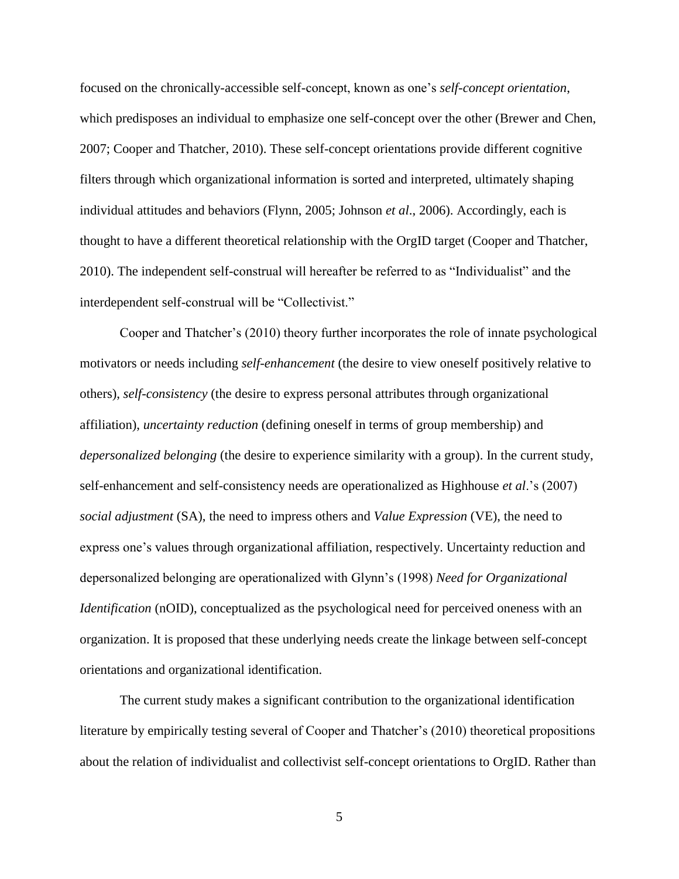focused on the chronically-accessible self-concept, known as one's *self-concept orientation*, which predisposes an individual to emphasize one self-concept over the other (Brewer and Chen, 2007; Cooper and Thatcher, 2010). These self-concept orientations provide different cognitive filters through which organizational information is sorted and interpreted, ultimately shaping individual attitudes and behaviors (Flynn, 2005; Johnson *et al*., 2006). Accordingly, each is thought to have a different theoretical relationship with the OrgID target (Cooper and Thatcher, 2010). The independent self-construal will hereafter be referred to as "Individualist" and the interdependent self-construal will be "Collectivist."

Cooper and Thatcher's (2010) theory further incorporates the role of innate psychological motivators or needs including *self-enhancement* (the desire to view oneself positively relative to others), *self-consistency* (the desire to express personal attributes through organizational affiliation), *uncertainty reduction* (defining oneself in terms of group membership) and *depersonalized belonging* (the desire to experience similarity with a group). In the current study, self-enhancement and self-consistency needs are operationalized as Highhouse *et al*.'s (2007) *social adjustment* (SA), the need to impress others and *Value Expression* (VE), the need to express one's values through organizational affiliation, respectively. Uncertainty reduction and depersonalized belonging are operationalized with Glynn's (1998) *Need for Organizational Identification* (nOID), conceptualized as the psychological need for perceived oneness with an organization. It is proposed that these underlying needs create the linkage between self-concept orientations and organizational identification.

The current study makes a significant contribution to the organizational identification literature by empirically testing several of Cooper and Thatcher's (2010) theoretical propositions about the relation of individualist and collectivist self-concept orientations to OrgID. Rather than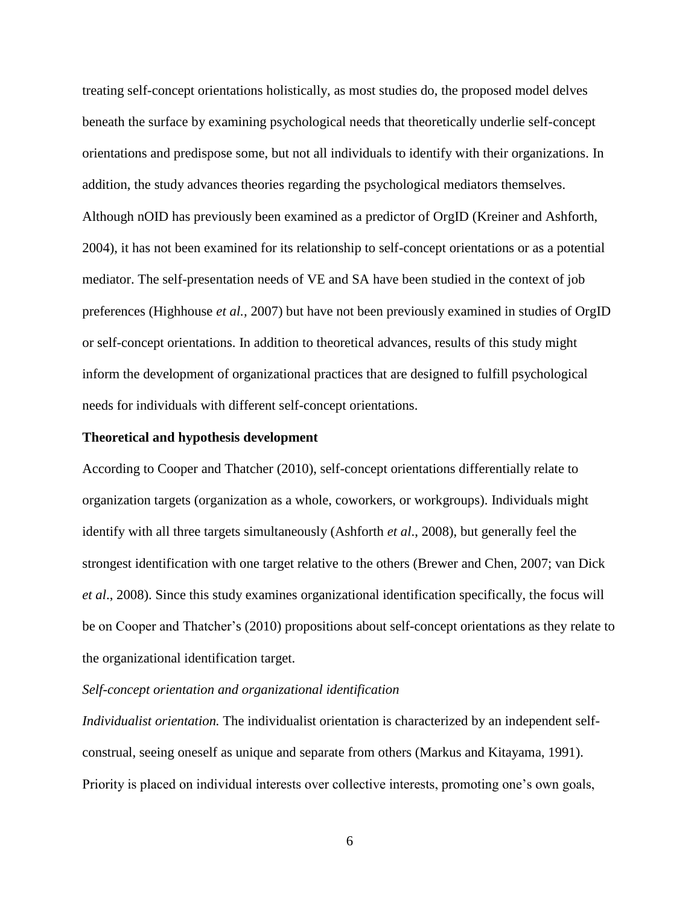treating self-concept orientations holistically, as most studies do, the proposed model delves beneath the surface by examining psychological needs that theoretically underlie self-concept orientations and predispose some, but not all individuals to identify with their organizations. In addition, the study advances theories regarding the psychological mediators themselves. Although nOID has previously been examined as a predictor of OrgID (Kreiner and Ashforth, 2004), it has not been examined for its relationship to self-concept orientations or as a potential mediator. The self-presentation needs of VE and SA have been studied in the context of job preferences (Highhouse *et al.,* 2007) but have not been previously examined in studies of OrgID or self-concept orientations. In addition to theoretical advances, results of this study might inform the development of organizational practices that are designed to fulfill psychological needs for individuals with different self-concept orientations.

## Theoretical and hypothesis development

According to Cooper and Thatcher (2010), self-concept orientations differentially relate to organization targets (organization as a whole, coworkers, or workgroups). Individuals might identify with all three targets simultaneously (Ashforth *et al*., 2008), but generally feel the strongest identification with one target relative to the others (Brewer and Chen, 2007; van Dick *et al*., 2008). Since this study examines organizational identification specifically, the focus will be on Cooper and Thatcher's (2010) propositions about self-concept orientations as they relate to the organizational identification target.

### *Self-concept orientation and organizational identification*

*Individualist orientation.* The individualist orientation is characterized by an independent self-construal, seeing oneself as unique and separate from others (Markus and Kitayama, 1991). Priority is placed on individual interests over collective interests, promoting one's own goals,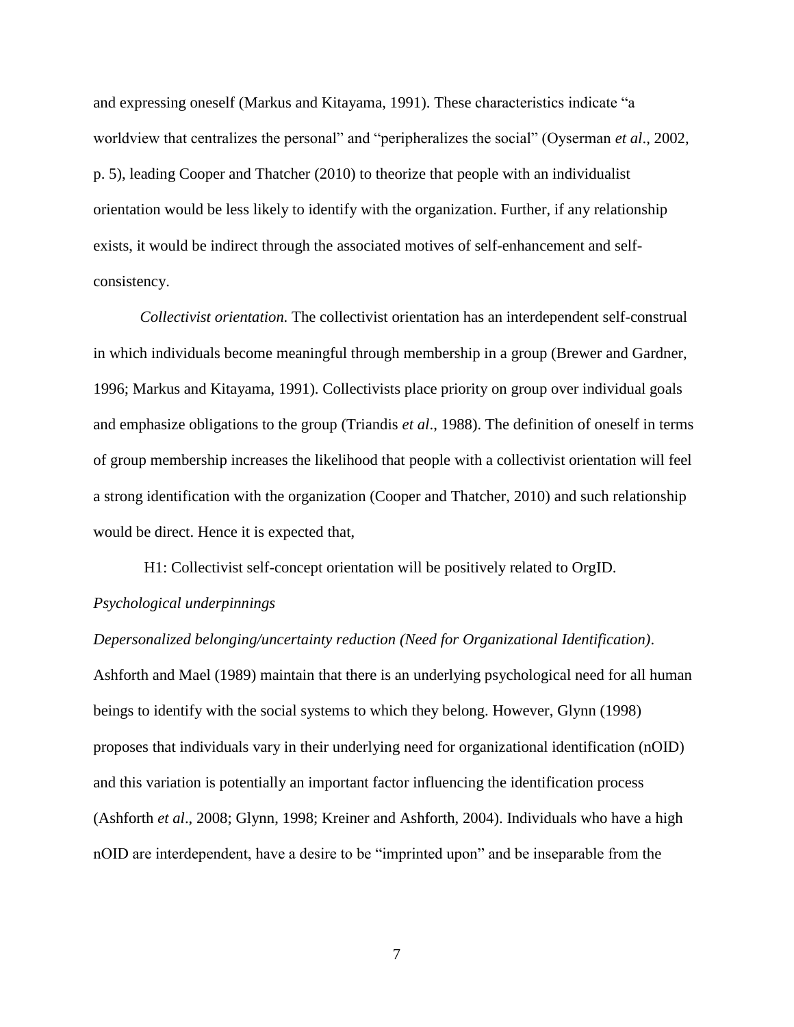and expressing oneself (Markus and Kitayama, 1991). These characteristics indicate "a worldview that centralizes the personal" and "peripheralizes the social" (Oyserman *et al*., 2002, p. 5), leading Cooper and Thatcher (2010) to theorize that people with an individualist orientation would be less likely to identify with the organization. Further, if any relationship exists, it would be indirect through the associated motives of self-enhancement and self-consistency.

*Collectivist orientation.* The collectivist orientation has an interdependent self-construal in which individuals become meaningful through membership in a group (Brewer and Gardner, 1996; Markus and Kitayama, 1991). Collectivists place priority on group over individual goals and emphasize obligations to the group (Triandis *et al*., 1988). The definition of oneself in terms of group membership increases the likelihood that people with a collectivist orientation will feel a strong identification with the organization (Cooper and Thatcher, 2010) and such relationship would be direct. Hence it is expected that,

H1: Collectivist self-concept orientation will be positively related to OrgID.

*Psychological underpinnings*

*Depersonalized belonging/uncertainty reduction (Need for Organizational Identification)*. Ashforth and Mael (1989) maintain that there is an underlying psychological need for all human beings to identify with the social systems to which they belong. However, Glynn (1998) proposes that individuals vary in their underlying need for organizational identification (nOID) and this variation is potentially an important factor influencing the identification process (Ashforth *et al*., 2008; Glynn, 1998; Kreiner and Ashforth, 2004). Individuals who have a high nOID are interdependent, have a desire to be "imprinted upon" and be inseparable from the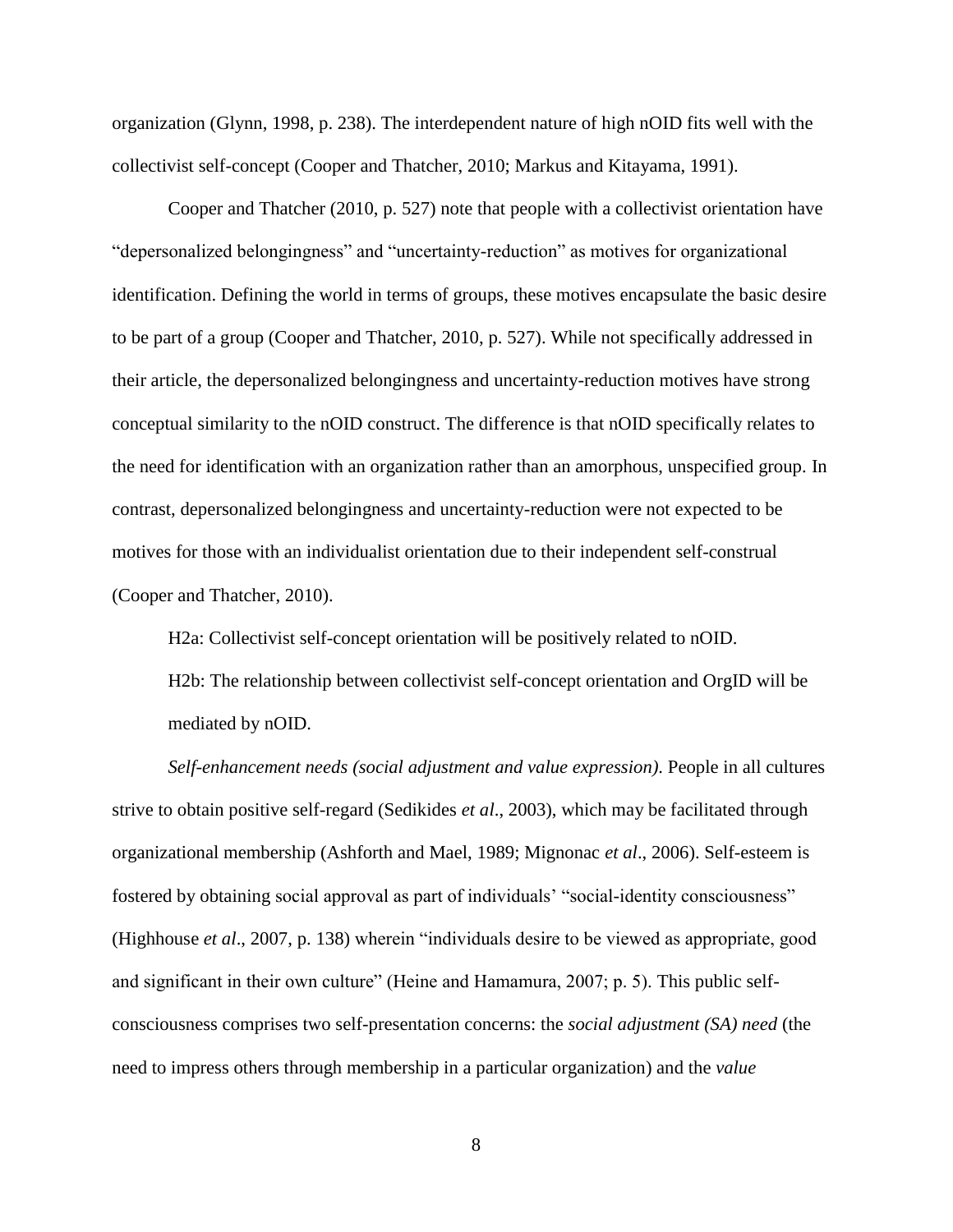organization (Glynn, 1998, p. 238). The interdependent nature of high nOID fits well with the collectivist self-concept (Cooper and Thatcher, 2010; Markus and Kitayama, 1991).

Cooper and Thatcher (2010, p. 527) note that people with a collectivist orientation have "depersonalized belongingness" and "uncertainty-reduction" as motives for organizational identification. Defining the world in terms of groups, these motives encapsulate the basic desire to be part of a group (Cooper and Thatcher, 2010, p. 527). While not specifically addressed in their article, the depersonalized belongingness and uncertainty-reduction motives have strong conceptual similarity to the nOID construct. The difference is that nOID specifically relates to the need for identification with an organization rather than an amorphous, unspecified group. In contrast, depersonalized belongingness and uncertainty-reduction were not expected to be motives for those with an individualist orientation due to their independent self-construal (Cooper and Thatcher, 2010).

H2a: Collectivist self-concept orientation will be positively related to nOID.

H2b: The relationship between collectivist self-concept orientation and OrgID will be mediated by nOID.

*Self-enhancement needs (social adjustment and value expression).* People in all cultures strive to obtain positive self-regard (Sedikides *et al*., 2003), which may be facilitated through organizational membership (Ashforth and Mael, 1989; Mignonac *et al*., 2006). Self-esteem is fostered by obtaining social approval as part of individuals' "social-identity consciousness" (Highhouse *et al*., 2007, p. 138) wherein "individuals desire to be viewed as appropriate, good and significant in their own culture" (Heine and Hamamura, 2007; p. 5). This public self-consciousness comprises two self-presentation concerns: the *social adjustment (SA) need* (the need to impress others through membership in a particular organization) and the *value*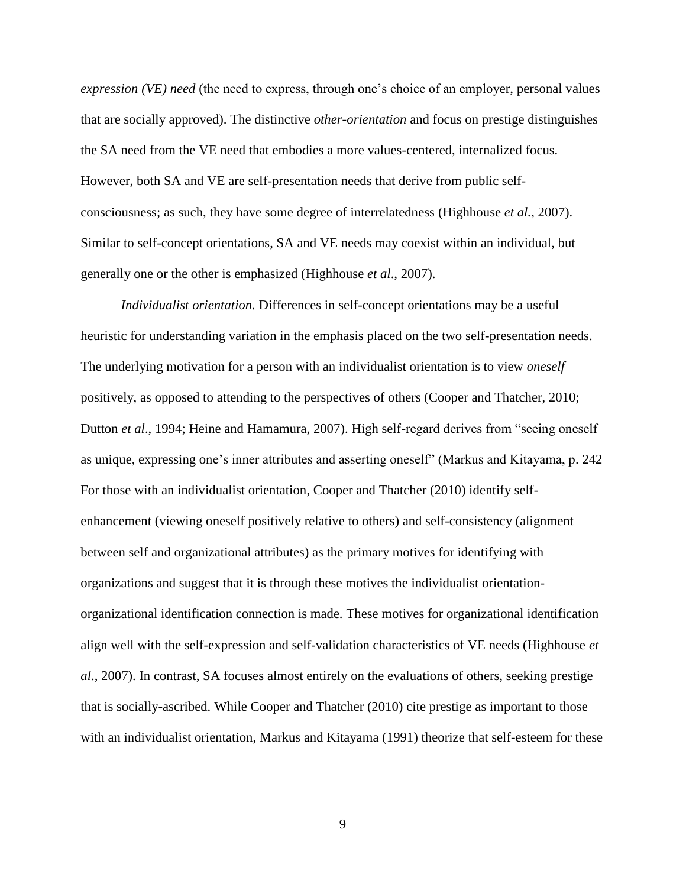*expression (VE) need* (the need to express, through one's choice of an employer, personal values that are socially approved). The distinctive *other-orientation* and focus on prestige distinguishes the SA need from the VE need that embodies a more values-centered, internalized focus. However, both SA and VE are self-presentation needs that derive from public self-consciousness; as such, they have some degree of interrelatedness (Highhouse *et al.*, 2007). Similar to self-concept orientations, SA and VE needs may coexist within an individual, but generally one or the other is emphasized (Highhouse *et al*., 2007).

*Individualist orientation.* Differences in self-concept orientations may be a useful heuristic for understanding variation in the emphasis placed on the two self-presentation needs. The underlying motivation for a person with an individualist orientation is to view *oneself* positively, as opposed to attending to the perspectives of others (Cooper and Thatcher, 2010; Dutton *et al*., 1994; Heine and Hamamura, 2007). High self-regard derives from "seeing oneself as unique, expressing one's inner attributes and asserting oneself" (Markus and Kitayama, p. 242 For those with an individualist orientation, Cooper and Thatcher (2010) identify self-enhancement (viewing oneself positively relative to others) and self-consistency (alignment between self and organizational attributes) as the primary motives for identifying with organizations and suggest that it is through these motives the individualist orientation-organizational identification connection is made. These motives for organizational identification align well with the self-expression and self-validation characteristics of VE needs (Highhouse *et al*., 2007). In contrast, SA focuses almost entirely on the evaluations of others, seeking prestige that is socially-ascribed. While Cooper and Thatcher (2010) cite prestige as important to those with an individualist orientation, Markus and Kitayama (1991) theorize that self-esteem for these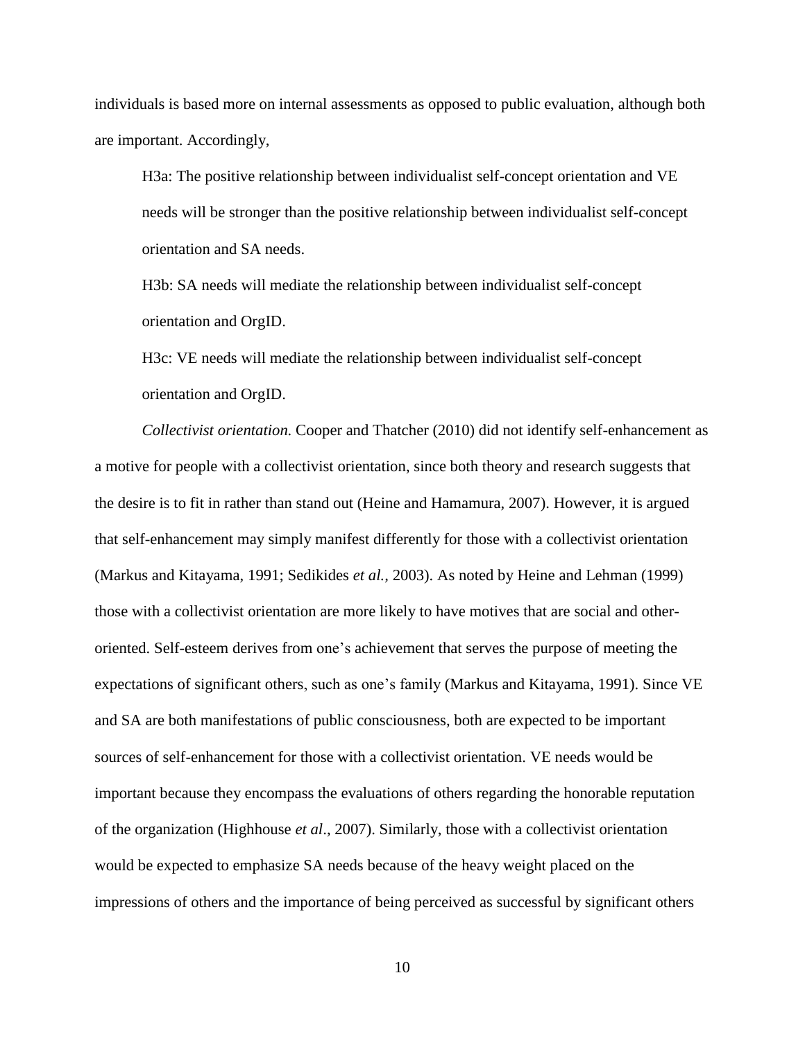individuals is based more on internal assessments as opposed to public evaluation, although both are important. Accordingly,

H3a: The positive relationship between individualist self-concept orientation and VE needs will be stronger than the positive relationship between individualist self-concept orientation and SA needs.

H3b: SA needs will mediate the relationship between individualist self-concept orientation and OrgID.

H3c: VE needs will mediate the relationship between individualist self-concept orientation and OrgID.

*Collectivist orientation.* Cooper and Thatcher (2010) did not identify self-enhancement as a motive for people with a collectivist orientation, since both theory and research suggests that the desire is to fit in rather than stand out (Heine and Hamamura, 2007). However, it is argued that self-enhancement may simply manifest differently for those with a collectivist orientation (Markus and Kitayama, 1991; Sedikides *et al.,* 2003). As noted by Heine and Lehman (1999) those with a collectivist orientation are more likely to have motives that are social and other-oriented. Self-esteem derives from one's achievement that serves the purpose of meeting the expectations of significant others, such as one's family (Markus and Kitayama, 1991). Since VE and SA are both manifestations of public consciousness, both are expected to be important sources of self-enhancement for those with a collectivist orientation. VE needs would be important because they encompass the evaluations of others regarding the honorable reputation of the organization (Highhouse *et al*., 2007). Similarly, those with a collectivist orientation would be expected to emphasize SA needs because of the heavy weight placed on the impressions of others and the importance of being perceived as successful by significant others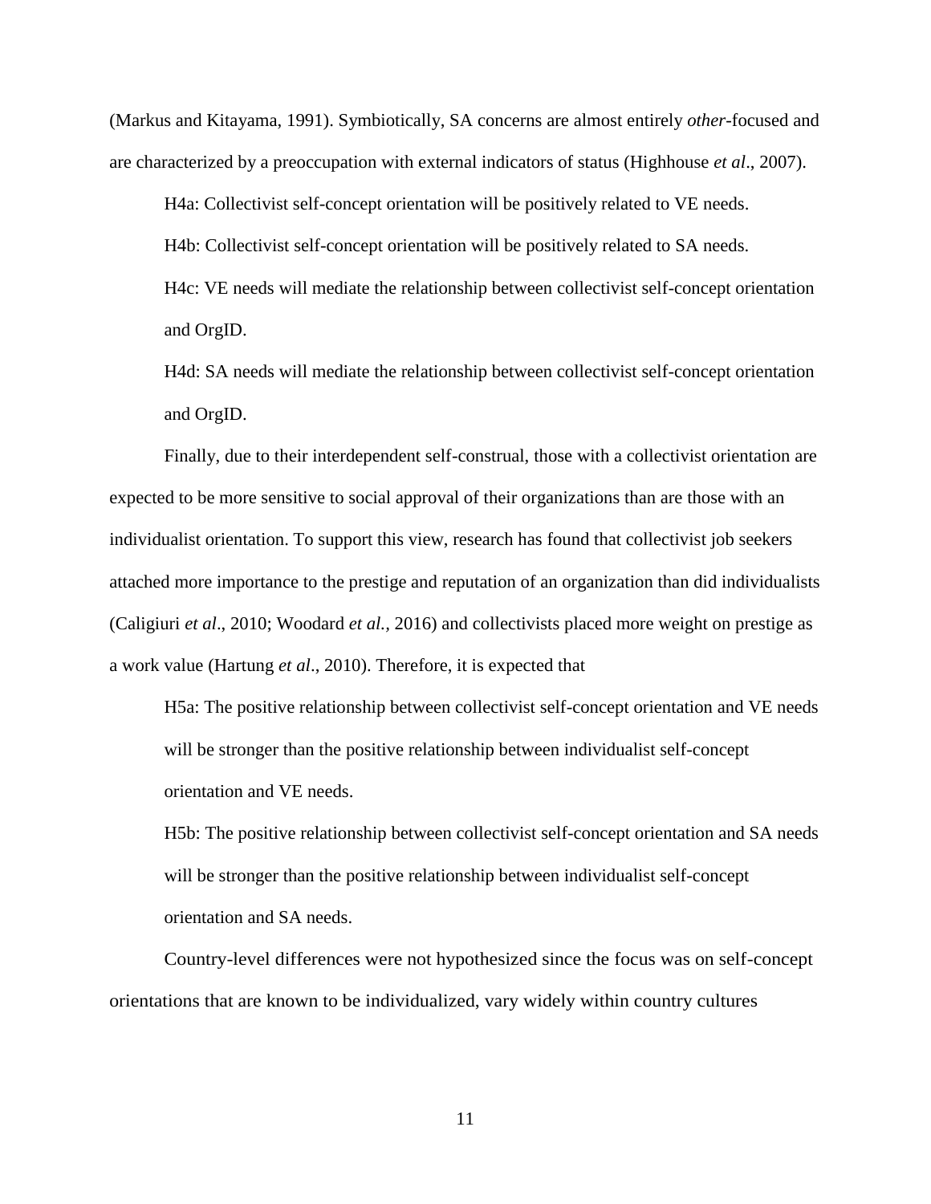(Markus and Kitayama, 1991). Symbiotically, SA concerns are almost entirely *other*-focused and are characterized by a preoccupation with external indicators of status (Highhouse *et al*., 2007).

H4a: Collectivist self-concept orientation will be positively related to VE needs.

H4b: Collectivist self-concept orientation will be positively related to SA needs.

H4c: VE needs will mediate the relationship between collectivist self-concept orientation and OrgID.

H4d: SA needs will mediate the relationship between collectivist self-concept orientation and OrgID.

Finally, due to their interdependent self-construal, those with a collectivist orientation are expected to be more sensitive to social approval of their organizations than are those with an individualist orientation. To support this view, research has found that collectivist job seekers attached more importance to the prestige and reputation of an organization than did individualists (Caligiuri *et al*., 2010; Woodard *et al.,* 2016) and collectivists placed more weight on prestige as a work value (Hartung *et al*., 2010). Therefore, it is expected that

H5a: The positive relationship between collectivist self-concept orientation and VE needs will be stronger than the positive relationship between individualist self-concept orientation and VE needs.

H5b: The positive relationship between collectivist self-concept orientation and SA needs will be stronger than the positive relationship between individualist self-concept orientation and SA needs.

Country-level differences were not hypothesized since the focus was on self-concept orientations that are known to be individualized, vary widely within country cultures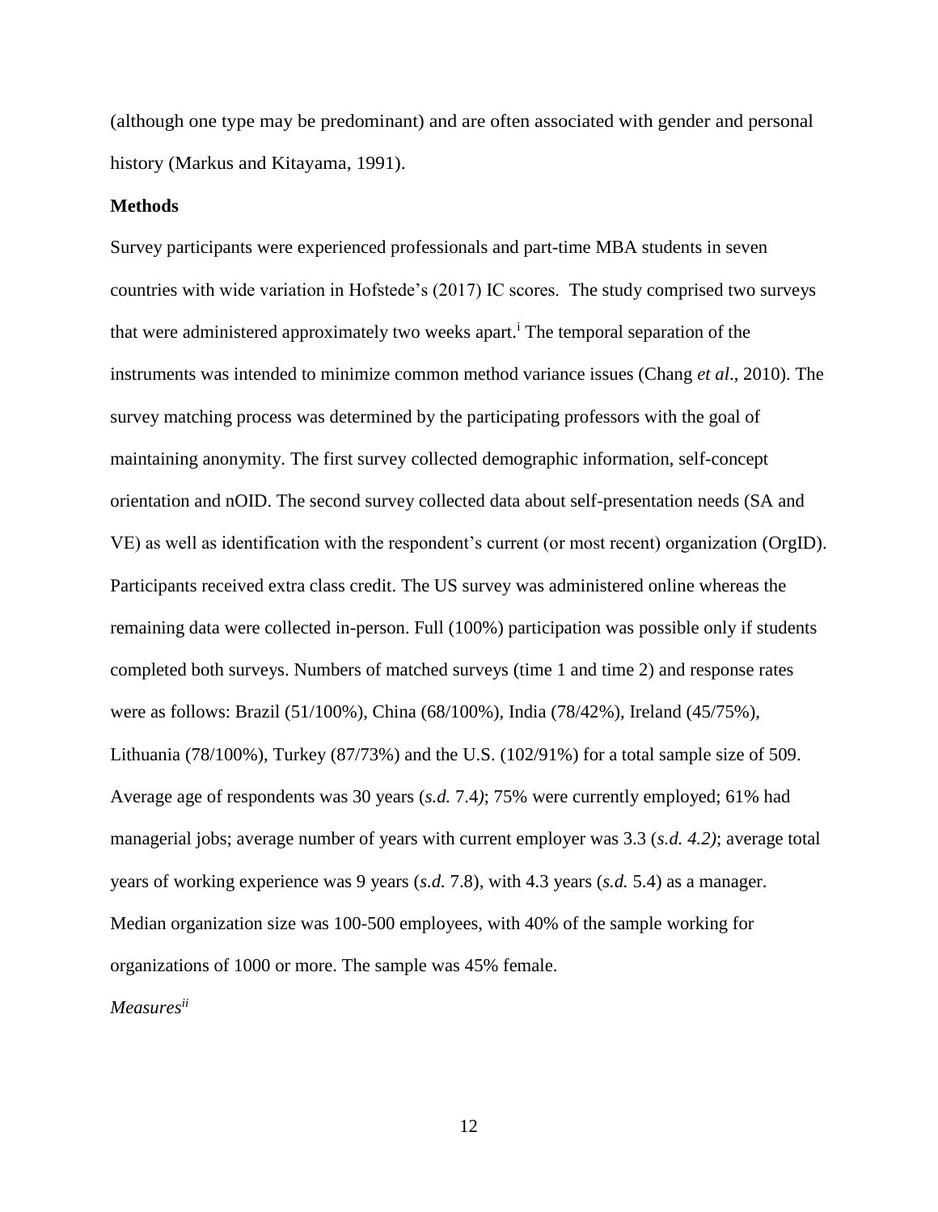(although one type may be predominant) and are often associated with gender and personal history (Markus and Kitayama, 1991).

**Methods**

Survey participants were experienced professionals and part-time MBA students in seven countries with wide variation in Hofstede's (2017) IC scores. The study comprised two surveys that were administered approximately two weeks apart.[i] The temporal separation of the instruments was intended to minimize common method variance issues (Chang *et al*., 2010). The survey matching process was determined by the participating professors with the goal of maintaining anonymity. The first survey collected demographic information, self-concept orientation and nOID. The second survey collected data about self-presentation needs (SA and VE) as well as identification with the respondent's current (or most recent) organization (OrgID). Participants received extra class credit. The US survey was administered online whereas the remaining data were collected in-person. Full (100%) participation was possible only if students completed both surveys. Numbers of matched surveys (time 1 and time 2) and response rates were as follows: Brazil (51/100%), China (68/100%), India (78/42%), Ireland (45/75%), Lithuania (78/100%), Turkey (87/73%) and the U.S. (102/91%) for a total sample size of 509. Average age of respondents was 30 years (*s.d.* 7.4); 75% were currently employed; 61% had managerial jobs; average number of years with current employer was 3.3 (*s.d. 4.2)*; average total years of working experience was 9 years (*s.d.* 7.8), with 4.3 years (*s.d.* 5.4) as a manager. Median organization size was 100-500 employees, with 40% of the sample working for organizations of 1000 or more. The sample was 45% female.

*Measures*[ii]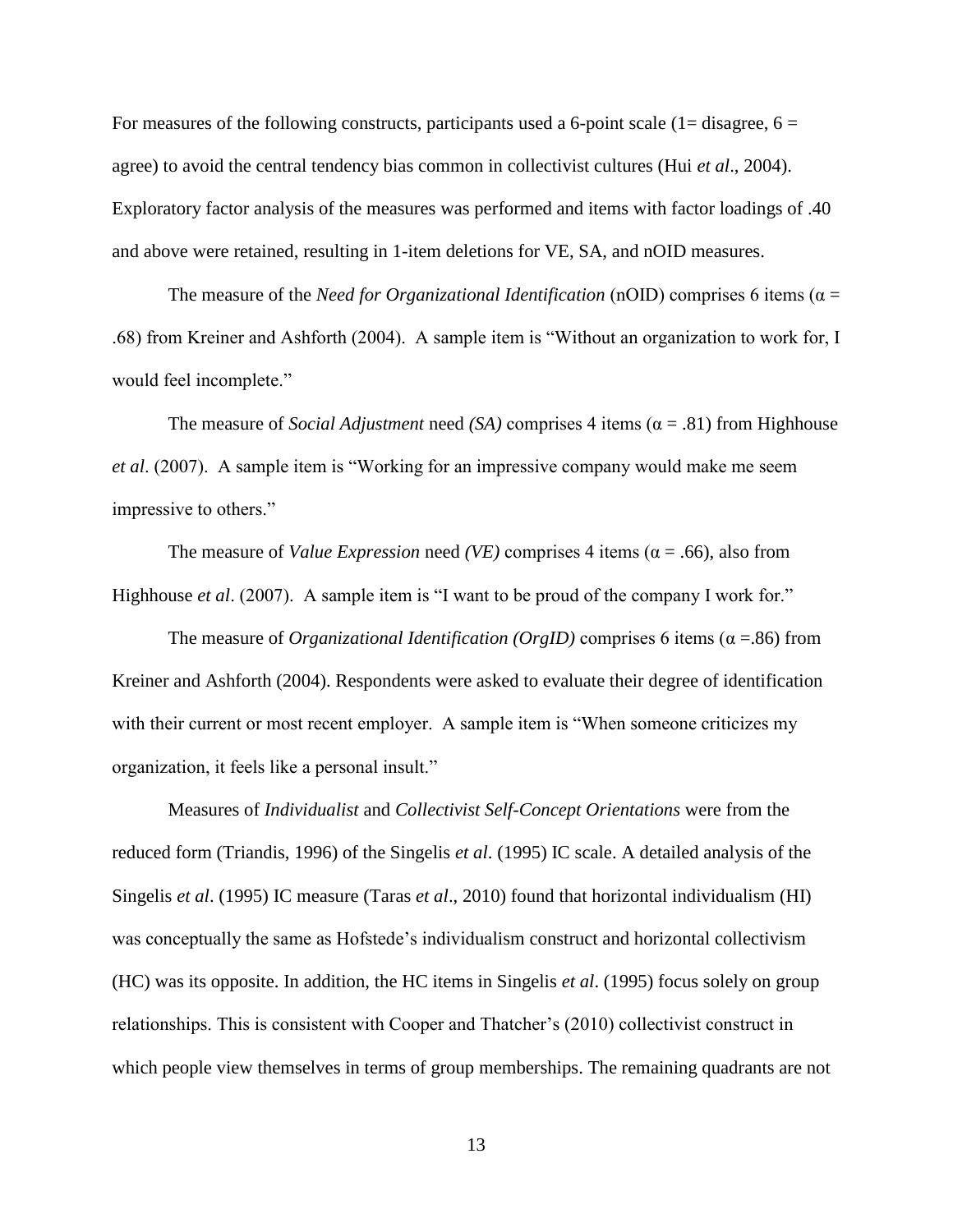For measures of the following constructs, participants used a 6-point scale (1= disagree, 6 = agree) to avoid the central tendency bias common in collectivist cultures (Hui *et al*., 2004). Exploratory factor analysis of the measures was performed and items with factor loadings of .40 and above were retained, resulting in 1-item deletions for VE, SA, and nOID measures.

The measure of the *Need for Organizational Identification* (nOID) comprises 6 items ($\alpha$ = .68) from Kreiner and Ashforth (2004). A sample item is "Without an organization to work for, I would feel incomplete."

The measure of *Social Adjustment* need *(SA)* comprises 4 items ($\alpha$ = .81) from Highhouse *et al*. (2007). A sample item is "Working for an impressive company would make me seem impressive to others."

The measure of *Value Expression* need *(VE)* comprises 4 items ($\alpha$ = .66), also from Highhouse *et al*. (2007). A sample item is "I want to be proud of the company I work for."

The measure of *Organizational Identification (OrgID)* comprises 6 items ($\alpha$ =.86) from Kreiner and Ashforth (2004). Respondents were asked to evaluate their degree of identification with their current or most recent employer. A sample item is "When someone criticizes my organization, it feels like a personal insult."

Measures of *Individualist* and *Collectivist Self-Concept Orientations* were from the reduced form (Triandis, 1996) of the Singelis *et al*. (1995) IC scale. A detailed analysis of the Singelis *et al*. (1995) IC measure (Taras *et al*., 2010) found that horizontal individualism (HI) was conceptually the same as Hofstede's individualism construct and horizontal collectivism (HC) was its opposite. In addition, the HC items in Singelis *et al*. (1995) focus solely on group relationships. This is consistent with Cooper and Thatcher's (2010) collectivist construct in which people view themselves in terms of group memberships. The remaining quadrants are not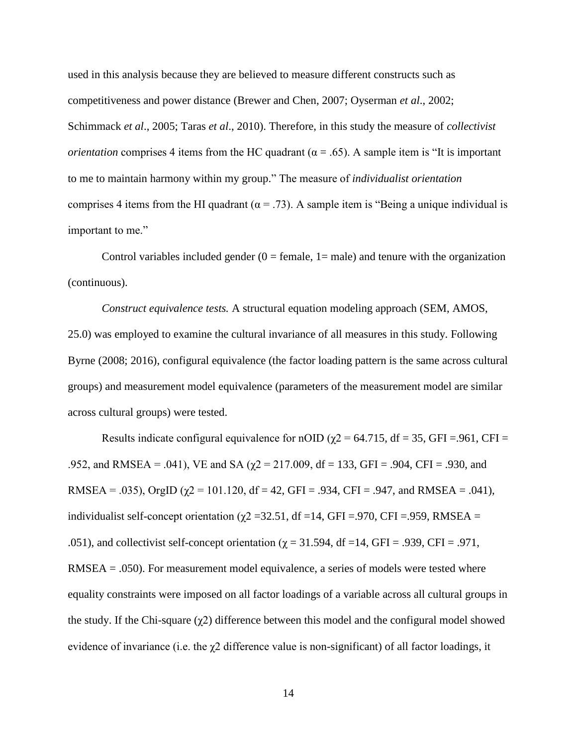used in this analysis because they are believed to measure different constructs such as competitiveness and power distance (Brewer and Chen, 2007; Oyserman *et al*., 2002; Schimmack *et al*., 2005; Taras *et al*., 2010). Therefore, in this study the measure of *collectivist orientation* comprises 4 items from the HC quadrant ($\alpha = .65$). A sample item is "It is important to me to maintain harmony within my group." The measure of *individualist orientation* comprises 4 items from the HI quadrant ($\alpha = .73$). A sample item is "Being a unique individual is important to me."

Control variables included gender (0 = female, 1= male) and tenure with the organization (continuous).

*Construct equivalence tests.* A structural equation modeling approach (SEM, AMOS, 25.0) was employed to examine the cultural invariance of all measures in this study. Following Byrne (2008; 2016), configural equivalence (the factor loading pattern is the same across cultural groups) and measurement model equivalence (parameters of the measurement model are similar across cultural groups) were tested.

Results indicate configural equivalence for nOID ($\chi2 = 64.715$, df = 35, GFI =.961, CFI = .952, and RMSEA = .041), VE and SA ($\chi2 = 217.009$, df = 133, GFI = .904, CFI = .930, and RMSEA = .035), OrgID ($\chi2 = 101.120$, df = 42, GFI = .934, CFI = .947, and RMSEA = .041), individualist self-concept orientation ($\chi2 = 32.51$, df =14, GFI =.970, CFI =.959, RMSEA = .051), and collectivist self-concept orientation ($\chi = 31.594$, df =14, GFI = .939, CFI = .971, RMSEA = .050). For measurement model equivalence, a series of models were tested where equality constraints were imposed on all factor loadings of a variable across all cultural groups in the study. If the Chi-square ($\chi2$) difference between this model and the configural model showed evidence of invariance (i.e. the $\chi2$ difference value is non-significant) of all factor loadings, it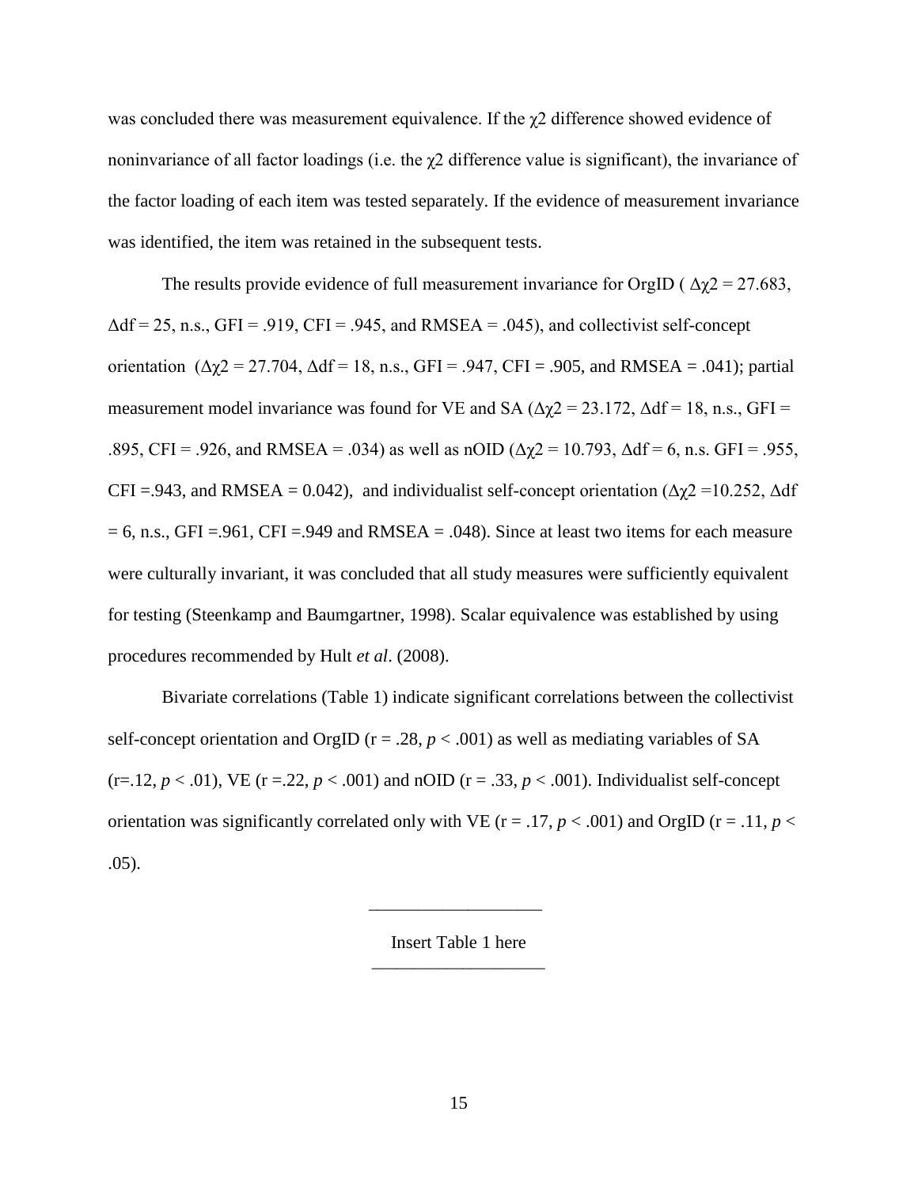was concluded there was measurement equivalence. If the $\chi 2$ difference showed evidence of noninvariance of all factor loadings (i.e. the $\chi 2$ difference value is significant), the invariance of the factor loading of each item was tested separately. If the evidence of measurement invariance was identified, the item was retained in the subsequent tests.

The results provide evidence of full measurement invariance for OrgID ( $\Delta\chi 2 = 27.683$, $\Delta df = 25$, n.s., GFI = .919, CFI = .945, and RMSEA = .045), and collectivist self-concept orientation ($\Delta\chi 2 = 27.704$, $\Delta df = 18$, n.s., GFI = .947, CFI = .905, and RMSEA = .041); partial measurement model invariance was found for VE and SA ($\Delta\chi 2 = 23.172$, $\Delta df = 18$, n.s., GFI = .895, CFI = .926, and RMSEA = .034) as well as nOID ($\Delta\chi 2 = 10.793$, $\Delta df = 6$, n.s. GFI = .955, CFI =.943, and RMSEA = 0.042), and individualist self-concept orientation ($\Delta\chi 2 = 10.252$, $\Delta df = 6$, n.s., GFI =.961, CFI =.949 and RMSEA = .048). Since at least two items for each measure were culturally invariant, it was concluded that all study measures were sufficiently equivalent for testing (Steenkamp and Baumgartner, 1998). Scalar equivalence was established by using procedures recommended by Hult *et al*. (2008).

Bivariate correlations (Table 1) indicate significant correlations between the collectivist self-concept orientation and OrgID (r = .28, $p < .001$) as well as mediating variables of SA (r=.12, $p < .01$), VE (r =.22, $p < .001$) and nOID (r = .33, $p < .001$). Individualist self-concept orientation was significantly correlated only with VE (r = .17, $p < .001$) and OrgID (r = .11, $p < .05$).

Insert Table 1 here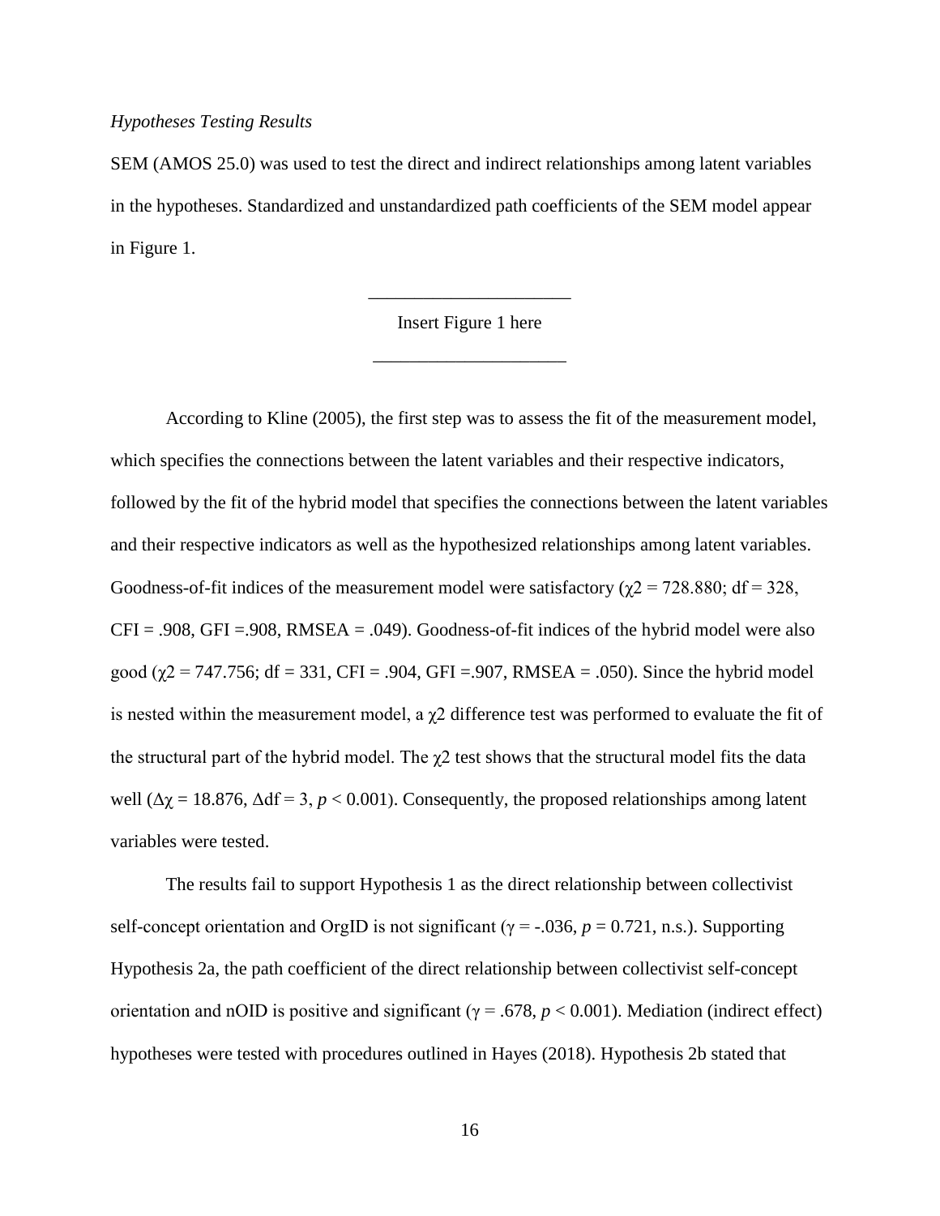*Hypotheses Testing Results*

SEM (AMOS 25.0) was used to test the direct and indirect relationships among latent variables in the hypotheses. Standardized and unstandardized path coefficients of the SEM model appear in Figure 1.

---

Insert Figure 1 here

---

According to Kline (2005), the first step was to assess the fit of the measurement model, which specifies the connections between the latent variables and their respective indicators, followed by the fit of the hybrid model that specifies the connections between the latent variables and their respective indicators as well as the hypothesized relationships among latent variables. Goodness-of-fit indices of the measurement model were satisfactory ($\chi2$ = 728.880; df = 328, CFI = .908, GFI =.908, RMSEA = .049). Goodness-of-fit indices of the hybrid model were also good ($\chi2$ = 747.756; df = 331, CFI = .904, GFI =.907, RMSEA = .050). Since the hybrid model is nested within the measurement model, a $\chi2$ difference test was performed to evaluate the fit of the structural part of the hybrid model. The $\chi2$ test shows that the structural model fits the data well ($\Delta\chi$ = 18.876, $\Delta$df = 3, $p < 0.001$). Consequently, the proposed relationships among latent variables were tested.

The results fail to support Hypothesis 1 as the direct relationship between collectivist self-concept orientation and OrgID is not significant ($\gamma$ = -.036, $p$ = 0.721, n.s.). Supporting Hypothesis 2a, the path coefficient of the direct relationship between collectivist self-concept orientation and nOID is positive and significant ($\gamma$ = .678, $p < 0.001$). Mediation (indirect effect) hypotheses were tested with procedures outlined in Hayes (2018). Hypothesis 2b stated that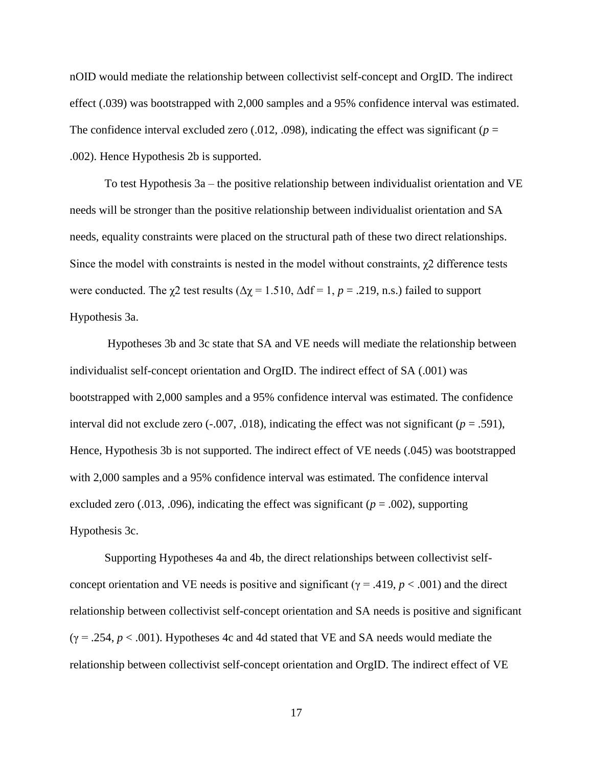nOID would mediate the relationship between collectivist self-concept and OrgID. The indirect effect (.039) was bootstrapped with 2,000 samples and a 95% confidence interval was estimated. The confidence interval excluded zero (.012, .098), indicating the effect was significant ($p$ = .002). Hence Hypothesis 2b is supported.

To test Hypothesis 3a – the positive relationship between individualist orientation and VE needs will be stronger than the positive relationship between individualist orientation and SA needs, equality constraints were placed on the structural path of these two direct relationships. Since the model with constraints is nested in the model without constraints, $\chi 2$ difference tests were conducted. The $\chi 2$ test results ($\Delta\chi = 1.510$, $\Delta df = 1$, $p = .219$, n.s.) failed to support Hypothesis 3a.

Hypotheses 3b and 3c state that SA and VE needs will mediate the relationship between individualist self-concept orientation and OrgID. The indirect effect of SA (.001) was bootstrapped with 2,000 samples and a 95% confidence interval was estimated. The confidence interval did not exclude zero (-.007, .018), indicating the effect was not significant ($p = .591$), Hence, Hypothesis 3b is not supported. The indirect effect of VE needs (.045) was bootstrapped with 2,000 samples and a 95% confidence interval was estimated. The confidence interval excluded zero (.013, .096), indicating the effect was significant ($p = .002$), supporting Hypothesis 3c.

Supporting Hypotheses 4a and 4b, the direct relationships between collectivist self-concept orientation and VE needs is positive and significant ($\gamma = .419$, $p < .001$) and the direct relationship between collectivist self-concept orientation and SA needs is positive and significant ($\gamma = .254$, $p < .001$). Hypotheses 4c and 4d stated that VE and SA needs would mediate the relationship between collectivist self-concept orientation and OrgID. The indirect effect of VE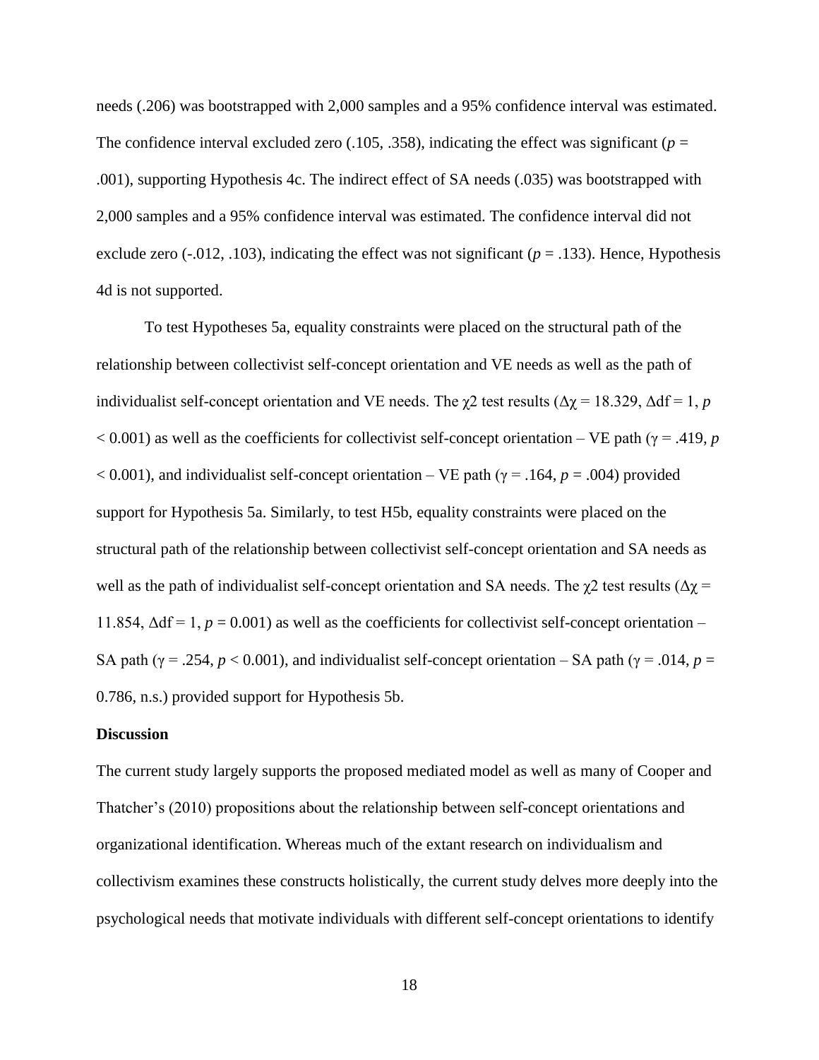needs (.206) was bootstrapped with 2,000 samples and a 95% confidence interval was estimated. The confidence interval excluded zero (.105, .358), indicating the effect was significant ($p$ = .001), supporting Hypothesis 4c. The indirect effect of SA needs (.035) was bootstrapped with 2,000 samples and a 95% confidence interval was estimated. The confidence interval did not exclude zero (-.012, .103), indicating the effect was not significant ($p$ = .133). Hence, Hypothesis 4d is not supported.

To test Hypotheses 5a, equality constraints were placed on the structural path of the relationship between collectivist self-concept orientation and VE needs as well as the path of individualist self-concept orientation and VE needs. The $\chi 2$ test results ($\Delta\chi = 18.329$, $\Delta df = 1$, $p < 0.001$) as well as the coefficients for collectivist self-concept orientation – VE path ($\gamma = .419$, $p < 0.001$), and individualist self-concept orientation – VE path ($\gamma = .164$, $p = .004$) provided support for Hypothesis 5a. Similarly, to test H5b, equality constraints were placed on the structural path of the relationship between collectivist self-concept orientation and SA needs as well as the path of individualist self-concept orientation and SA needs. The $\chi 2$ test results ($\Delta\chi = 11.854$, $\Delta df = 1$, $p = 0.001$) as well as the coefficients for collectivist self-concept orientation – SA path ($\gamma = .254$, $p < 0.001$), and individualist self-concept orientation – SA path ($\gamma = .014$, $p = 0.786$, n.s.) provided support for Hypothesis 5b.

**Discussion**

The current study largely supports the proposed mediated model as well as many of Cooper and Thatcher's (2010) propositions about the relationship between self-concept orientations and organizational identification. Whereas much of the extant research on individualism and collectivism examines these constructs holistically, the current study delves more deeply into the psychological needs that motivate individuals with different self-concept orientations to identify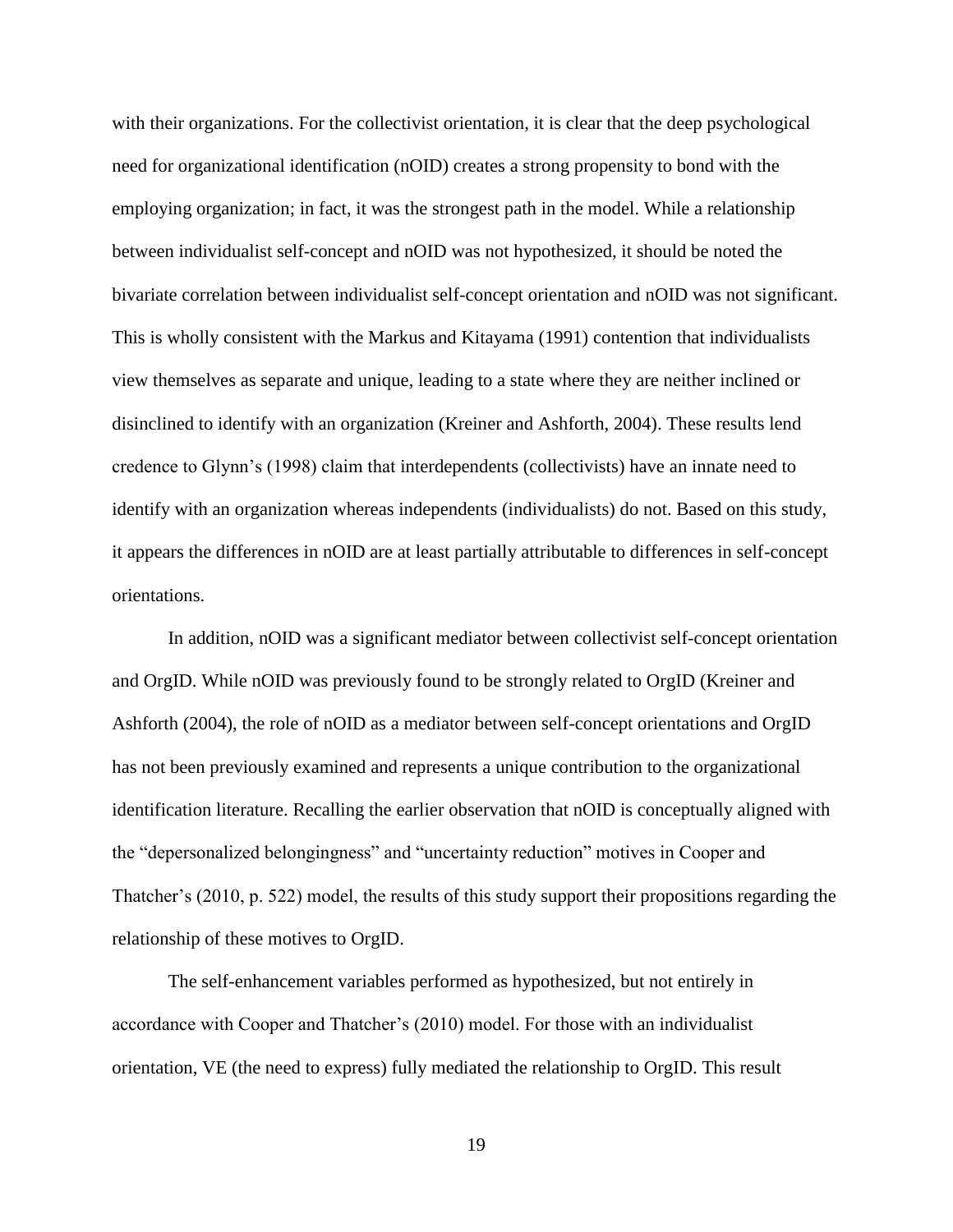with their organizations. For the collectivist orientation, it is clear that the deep psychological need for organizational identification (nOID) creates a strong propensity to bond with the employing organization; in fact, it was the strongest path in the model. While a relationship between individualist self-concept and nOID was not hypothesized, it should be noted the bivariate correlation between individualist self-concept orientation and nOID was not significant. This is wholly consistent with the Markus and Kitayama (1991) contention that individualists view themselves as separate and unique, leading to a state where they are neither inclined or disinclined to identify with an organization (Kreiner and Ashforth, 2004). These results lend credence to Glynn's (1998) claim that interdependents (collectivists) have an innate need to identify with an organization whereas independents (individualists) do not. Based on this study, it appears the differences in nOID are at least partially attributable to differences in self-concept orientations.

In addition, nOID was a significant mediator between collectivist self-concept orientation and OrgID. While nOID was previously found to be strongly related to OrgID (Kreiner and Ashforth (2004), the role of nOID as a mediator between self-concept orientations and OrgID has not been previously examined and represents a unique contribution to the organizational identification literature. Recalling the earlier observation that nOID is conceptually aligned with the "depersonalized belongingness" and "uncertainty reduction" motives in Cooper and Thatcher's (2010, p. 522) model, the results of this study support their propositions regarding the relationship of these motives to OrgID.

The self-enhancement variables performed as hypothesized, but not entirely in accordance with Cooper and Thatcher's (2010) model. For those with an individualist orientation, VE (the need to express) fully mediated the relationship to OrgID. This result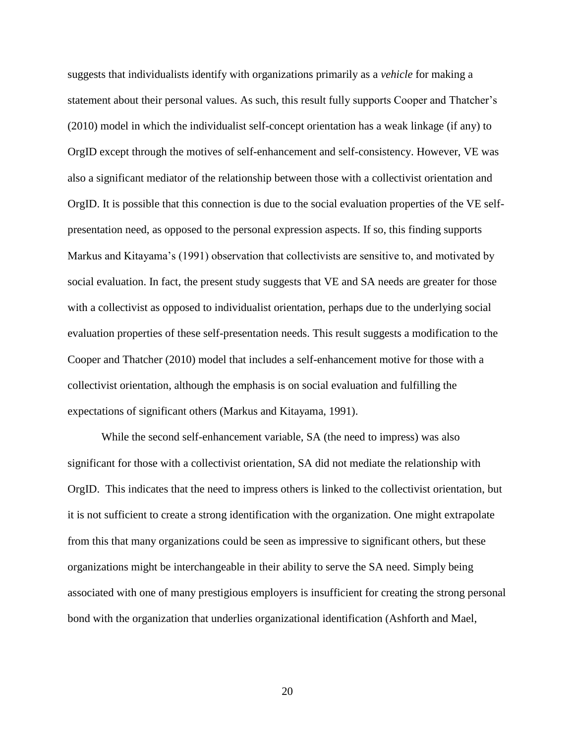suggests that individualists identify with organizations primarily as a *vehicle* for making a statement about their personal values. As such, this result fully supports Cooper and Thatcher's (2010) model in which the individualist self-concept orientation has a weak linkage (if any) to OrgID except through the motives of self-enhancement and self-consistency. However, VE was also a significant mediator of the relationship between those with a collectivist orientation and OrgID. It is possible that this connection is due to the social evaluation properties of the VE self-presentation need, as opposed to the personal expression aspects. If so, this finding supports Markus and Kitayama's (1991) observation that collectivists are sensitive to, and motivated by social evaluation. In fact, the present study suggests that VE and SA needs are greater for those with a collectivist as opposed to individualist orientation, perhaps due to the underlying social evaluation properties of these self-presentation needs. This result suggests a modification to the Cooper and Thatcher (2010) model that includes a self-enhancement motive for those with a collectivist orientation, although the emphasis is on social evaluation and fulfilling the expectations of significant others (Markus and Kitayama, 1991).

While the second self-enhancement variable, SA (the need to impress) was also significant for those with a collectivist orientation, SA did not mediate the relationship with OrgID. This indicates that the need to impress others is linked to the collectivist orientation, but it is not sufficient to create a strong identification with the organization. One might extrapolate from this that many organizations could be seen as impressive to significant others, but these organizations might be interchangeable in their ability to serve the SA need. Simply being associated with one of many prestigious employers is insufficient for creating the strong personal bond with the organization that underlies organizational identification (Ashforth and Mael,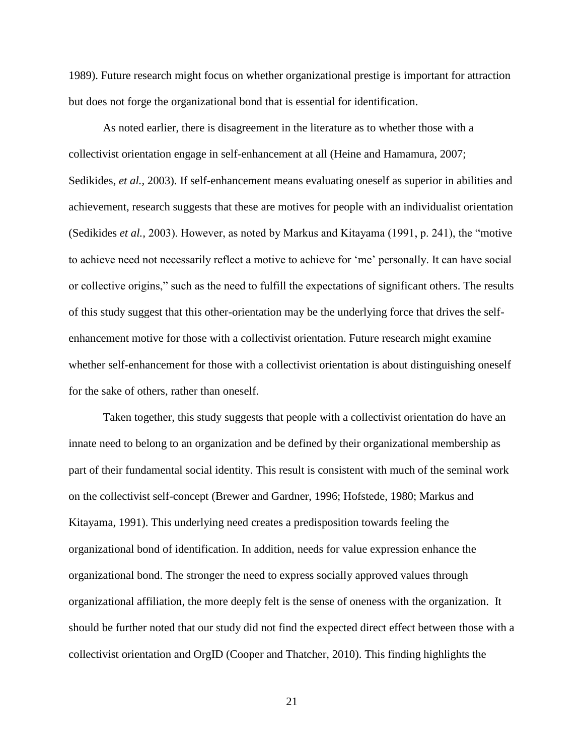1989). Future research might focus on whether organizational prestige is important for attraction but does not forge the organizational bond that is essential for identification.

As noted earlier, there is disagreement in the literature as to whether those with a collectivist orientation engage in self-enhancement at all (Heine and Hamamura, 2007; Sedikides, *et al.,* 2003). If self-enhancement means evaluating oneself as superior in abilities and achievement, research suggests that these are motives for people with an individualist orientation (Sedikides *et al.,* 2003). However, as noted by Markus and Kitayama (1991, p. 241), the "motive to achieve need not necessarily reflect a motive to achieve for 'me' personally. It can have social or collective origins," such as the need to fulfill the expectations of significant others. The results of this study suggest that this other-orientation may be the underlying force that drives the self-enhancement motive for those with a collectivist orientation. Future research might examine whether self-enhancement for those with a collectivist orientation is about distinguishing oneself for the sake of others, rather than oneself.

Taken together, this study suggests that people with a collectivist orientation do have an innate need to belong to an organization and be defined by their organizational membership as part of their fundamental social identity. This result is consistent with much of the seminal work on the collectivist self-concept (Brewer and Gardner, 1996; Hofstede, 1980; Markus and Kitayama, 1991). This underlying need creates a predisposition towards feeling the organizational bond of identification. In addition, needs for value expression enhance the organizational bond. The stronger the need to express socially approved values through organizational affiliation, the more deeply felt is the sense of oneness with the organization. It should be further noted that our study did not find the expected direct effect between those with a collectivist orientation and OrgID (Cooper and Thatcher, 2010). This finding highlights the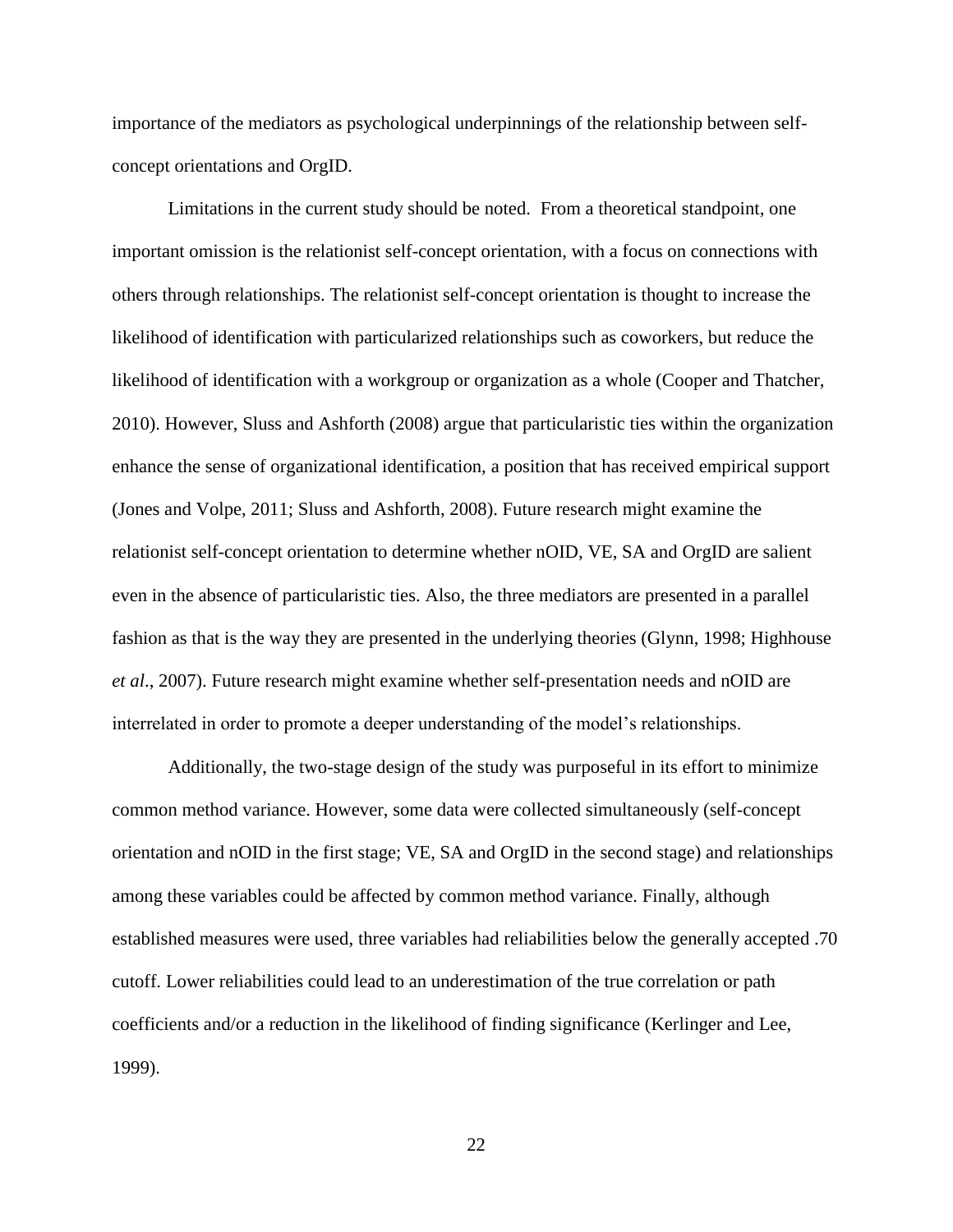importance of the mediators as psychological underpinnings of the relationship between self-concept orientations and OrgID.

Limitations in the current study should be noted. From a theoretical standpoint, one important omission is the relationist self-concept orientation, with a focus on connections with others through relationships. The relationist self-concept orientation is thought to increase the likelihood of identification with particularized relationships such as coworkers, but reduce the likelihood of identification with a workgroup or organization as a whole (Cooper and Thatcher, 2010). However, Sluss and Ashforth (2008) argue that particularistic ties within the organization enhance the sense of organizational identification, a position that has received empirical support (Jones and Volpe, 2011; Sluss and Ashforth, 2008). Future research might examine the relationist self-concept orientation to determine whether nOID, VE, SA and OrgID are salient even in the absence of particularistic ties. Also, the three mediators are presented in a parallel fashion as that is the way they are presented in the underlying theories (Glynn, 1998; Highhouse *et al*., 2007). Future research might examine whether self-presentation needs and nOID are interrelated in order to promote a deeper understanding of the model's relationships.

Additionally, the two-stage design of the study was purposeful in its effort to minimize common method variance. However, some data were collected simultaneously (self-concept orientation and nOID in the first stage; VE, SA and OrgID in the second stage) and relationships among these variables could be affected by common method variance. Finally, although established measures were used, three variables had reliabilities below the generally accepted .70 cutoff. Lower reliabilities could lead to an underestimation of the true correlation or path coefficients and/or a reduction in the likelihood of finding significance (Kerlinger and Lee, 1999).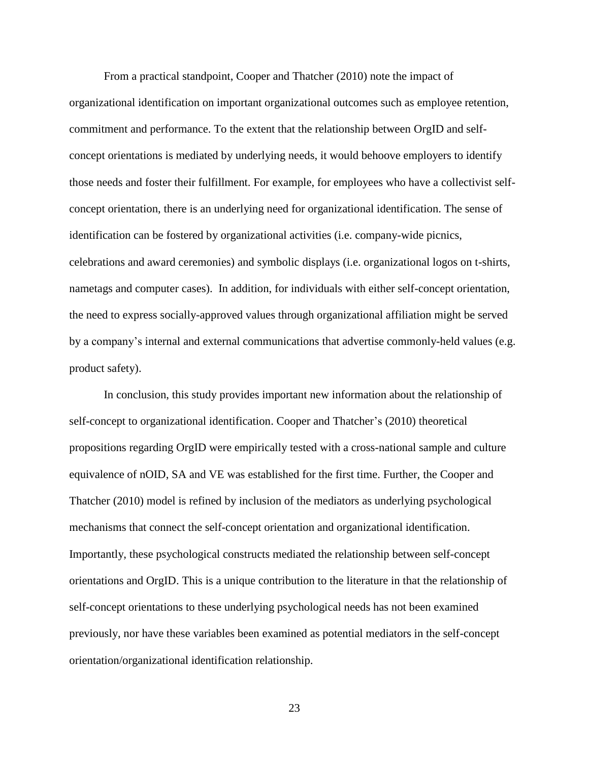From a practical standpoint, Cooper and Thatcher (2010) note the impact of organizational identification on important organizational outcomes such as employee retention, commitment and performance. To the extent that the relationship between OrgID and self-concept orientations is mediated by underlying needs, it would behoove employers to identify those needs and foster their fulfillment. For example, for employees who have a collectivist self-concept orientation, there is an underlying need for organizational identification. The sense of identification can be fostered by organizational activities (i.e. company-wide picnics, celebrations and award ceremonies) and symbolic displays (i.e. organizational logos on t-shirts, nametags and computer cases). In addition, for individuals with either self-concept orientation, the need to express socially-approved values through organizational affiliation might be served by a company's internal and external communications that advertise commonly-held values (e.g. product safety).

In conclusion, this study provides important new information about the relationship of self-concept to organizational identification. Cooper and Thatcher's (2010) theoretical propositions regarding OrgID were empirically tested with a cross-national sample and culture equivalence of nOID, SA and VE was established for the first time. Further, the Cooper and Thatcher (2010) model is refined by inclusion of the mediators as underlying psychological mechanisms that connect the self-concept orientation and organizational identification. Importantly, these psychological constructs mediated the relationship between self-concept orientations and OrgID. This is a unique contribution to the literature in that the relationship of self-concept orientations to these underlying psychological needs has not been examined previously, nor have these variables been examined as potential mediators in the self-concept orientation/organizational identification relationship.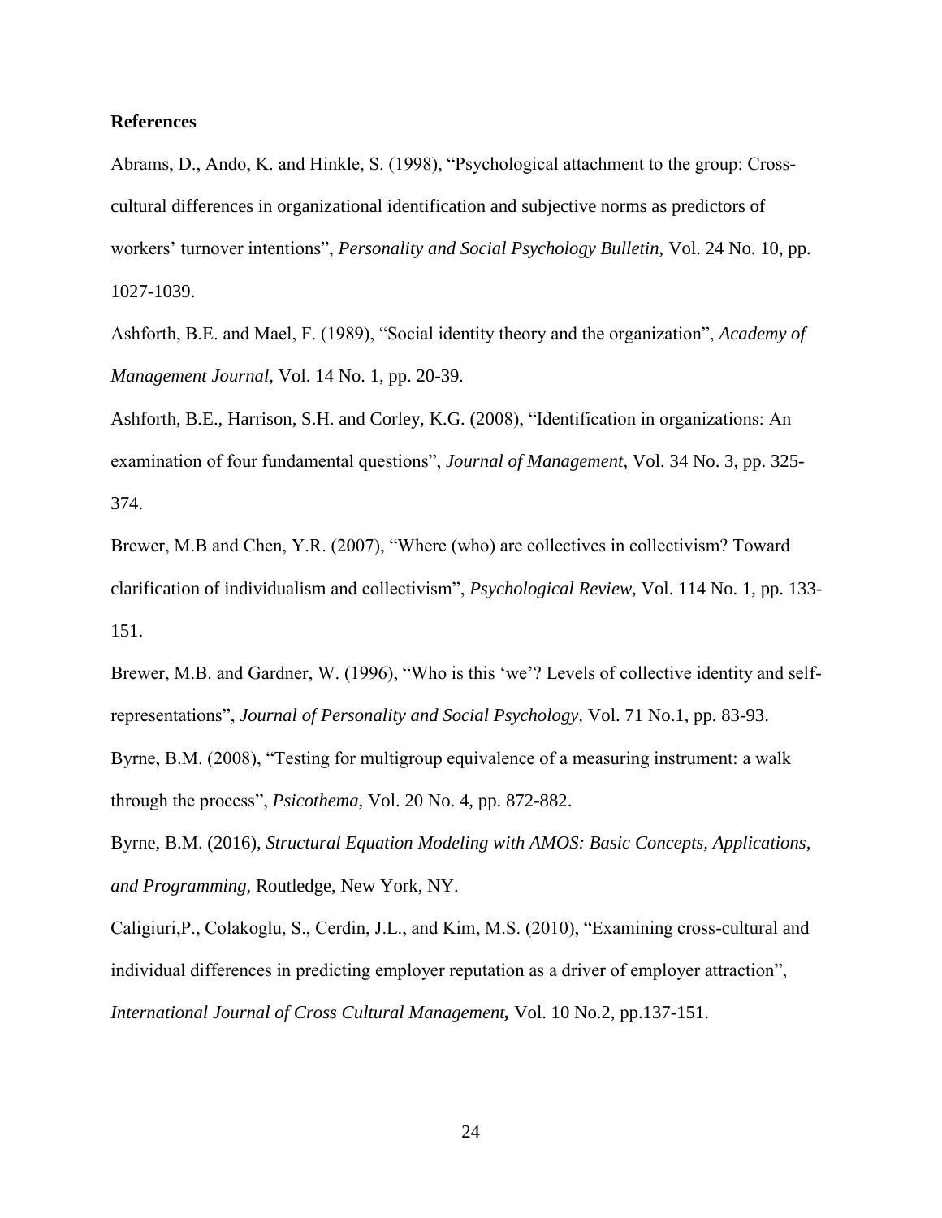**References**

Abrams, D., Ando, K. and Hinkle, S. (1998), "Psychological attachment to the group: Cross-cultural differences in organizational identification and subjective norms as predictors of workers' turnover intentions", *Personality and Social Psychology Bulletin,* Vol. 24 No. 10, pp. 1027-1039.

Ashforth, B.E. and Mael, F. (1989), "Social identity theory and the organization", *Academy of Management Journal,* Vol. 14 No. 1, pp. 20-39.

Ashforth, B.E., Harrison, S.H. and Corley, K.G. (2008), "Identification in organizations: An examination of four fundamental questions", *Journal of Management,* Vol. 34 No. 3, pp. 325-374.

Brewer, M.B and Chen, Y.R. (2007), "Where (who) are collectives in collectivism? Toward clarification of individualism and collectivism", *Psychological Review,* Vol. 114 No. 1, pp. 133-151.

Brewer, M.B. and Gardner, W. (1996), "Who is this 'we'? Levels of collective identity and self-representations", *Journal of Personality and Social Psychology,* Vol. 71 No.1, pp. 83-93.

Byrne, B.M. (2008), "Testing for multigroup equivalence of a measuring instrument: a walk through the process", *Psicothema*, Vol. 20 No. 4, pp. 872-882.

Byrne, B.M. (2016), *Structural Equation Modeling with AMOS: Basic Concepts, Applications, and Programming,* Routledge, New York, NY.

Caligiuri,P., Colakoglu, S., Cerdin, J.L., and Kim, M.S. (2010), "Examining cross-cultural and individual differences in predicting employer reputation as a driver of employer attraction", *International Journal of Cross Cultural Management,* Vol. 10 No.2, pp.137-151.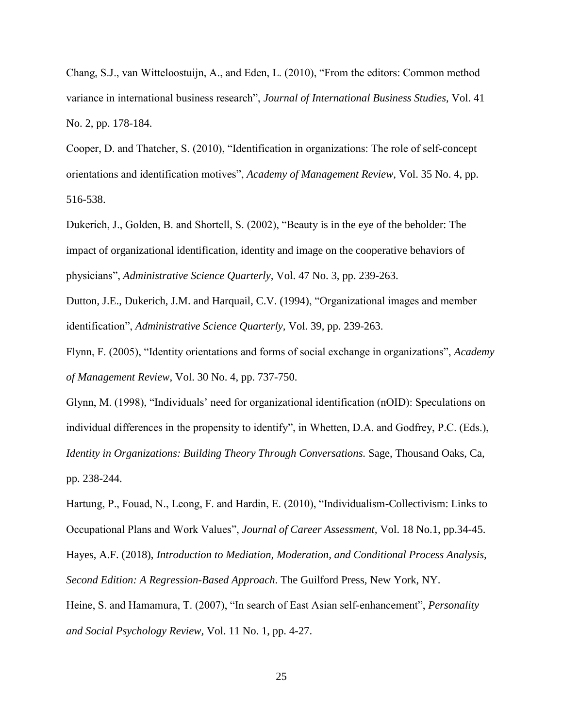Chang, S.J., van Witteloostuijn, A., and Eden, L. (2010), “From the editors: Common method variance in international business research”, *Journal of International Business Studies,* Vol. 41 No. 2, pp. 178-184.

Cooper, D. and Thatcher, S. (2010), “Identification in organizations: The role of self-concept orientations and identification motives”, *Academy of Management Review,* Vol. 35 No. 4, pp. 516-538.

Dukerich, J., Golden, B. and Shortell, S. (2002), “Beauty is in the eye of the beholder: The impact of organizational identification, identity and image on the cooperative behaviors of physicians”, *Administrative Science Quarterly,* Vol. 47 No. 3, pp. 239-263.

Dutton, J.E., Dukerich, J.M. and Harquail, C.V. (1994), “Organizational images and member identification”, *Administrative Science Quarterly,* Vol. 39, pp. 239-263.

Flynn, F. (2005), “Identity orientations and forms of social exchange in organizations”, *Academy of Management Review,* Vol. 30 No. 4, pp. 737-750.

Glynn, M. (1998), “Individuals’ need for organizational identification (nOID): Speculations on individual differences in the propensity to identify”, in Whetten, D.A. and Godfrey, P.C. (Eds.), *Identity in Organizations: Building Theory Through Conversations.* Sage, Thousand Oaks, Ca, pp. 238-244.

Hartung, P., Fouad, N., Leong, F. and Hardin, E. (2010), “Individualism-Collectivism: Links to Occupational Plans and Work Values”, *Journal of Career Assessment,* Vol. 18 No.1, pp.34-45.

Hayes, A.F. (2018), *Introduction to Mediation, Moderation, and Conditional Process Analysis, Second Edition: A Regression-Based Approach*. The Guilford Press, New York, NY.

Heine, S. and Hamamura, T. (2007), “In search of East Asian self-enhancement”, *Personality and Social Psychology Review,* Vol. 11 No. 1, pp. 4-27.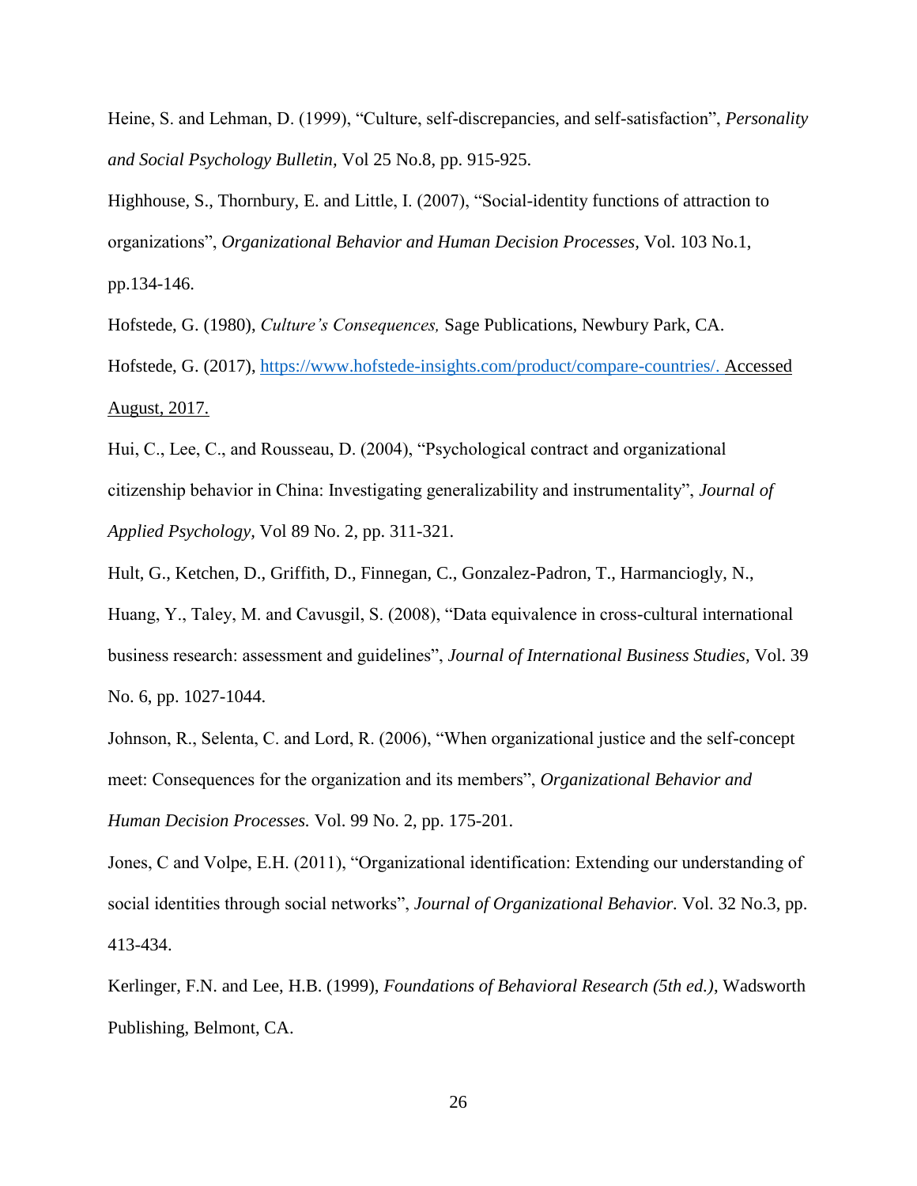Heine, S. and Lehman, D. (1999), "Culture, self-discrepancies, and self-satisfaction", *Personality and Social Psychology Bulletin*, Vol 25 No.8, pp. 915-925.

Highhouse, S., Thornbury, E. and Little, I. (2007), "Social-identity functions of attraction to organizations", *Organizational Behavior and Human Decision Processes,* Vol. 103 No.1, pp.134-146.

Hofstede, G. (1980), *Culture's Consequences,* Sage Publications, Newbury Park, CA.

Hofstede, G. (2017), https://www.hofstede-insights.com/product/compare-countries/. Accessed August, 2017.

Hui, C., Lee, C., and Rousseau, D. (2004), "Psychological contract and organizational citizenship behavior in China: Investigating generalizability and instrumentality", *Journal of Applied Psychology,* Vol 89 No. 2, pp. 311-321.

Hult, G., Ketchen, D., Griffith, D., Finnegan, C., Gonzalez-Padron, T., Harmanciogly, N., Huang, Y., Taley, M. and Cavusgil, S. (2008), "Data equivalence in cross-cultural international business research: assessment and guidelines", *Journal of International Business Studies,* Vol. 39 No. 6, pp. 1027-1044.

Johnson, R., Selenta, C. and Lord, R. (2006), "When organizational justice and the self-concept meet: Consequences for the organization and its members", *Organizational Behavior and Human Decision Processes.* Vol. 99 No. 2, pp. 175-201.

Jones, C and Volpe, E.H. (2011), "Organizational identification: Extending our understanding of social identities through social networks", *Journal of Organizational Behavior.* Vol. 32 No.3, pp. 413-434.

Kerlinger, F.N. and Lee, H.B. (1999), *Foundations of Behavioral Research (5th ed.)*, Wadsworth Publishing, Belmont, CA.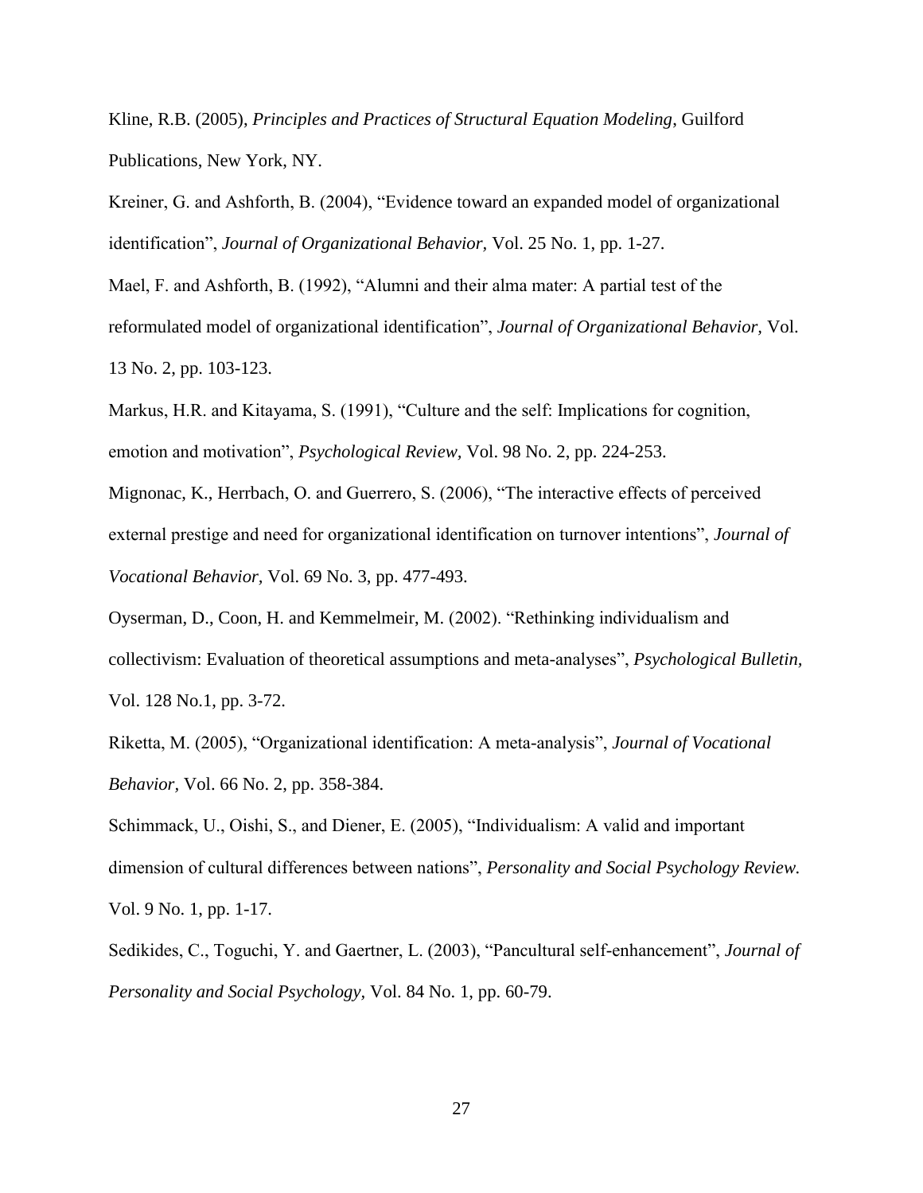Kline, R.B. (2005), *Principles and Practices of Structural Equation Modeling*, Guilford Publications, New York, NY.

Kreiner, G. and Ashforth, B. (2004), "Evidence toward an expanded model of organizational identification", *Journal of Organizational Behavior,* Vol. 25 No. 1, pp. 1-27.

Mael, F. and Ashforth, B. (1992), "Alumni and their alma mater: A partial test of the reformulated model of organizational identification", *Journal of Organizational Behavior,* Vol. 13 No. 2, pp. 103-123.

Markus, H.R. and Kitayama, S. (1991), "Culture and the self: Implications for cognition, emotion and motivation", *Psychological Review,* Vol. 98 No. 2, pp. 224-253.

Mignonac, K., Herrbach, O. and Guerrero, S. (2006), "The interactive effects of perceived external prestige and need for organizational identification on turnover intentions", *Journal of Vocational Behavior,* Vol. 69 No. 3, pp. 477-493.

Oyserman, D., Coon, H. and Kemmelmeir, M. (2002). "Rethinking individualism and collectivism: Evaluation of theoretical assumptions and meta-analyses", *Psychological Bulletin,* Vol. 128 No.1, pp. 3-72.

Riketta, M. (2005), "Organizational identification: A meta-analysis", *Journal of Vocational Behavior,* Vol. 66 No. 2, pp. 358-384.

Schimmack, U., Oishi, S., and Diener, E. (2005), "Individualism: A valid and important dimension of cultural differences between nations", *Personality and Social Psychology Review.* Vol. 9 No. 1, pp. 1-17.

Sedikides, C., Toguchi, Y. and Gaertner, L. (2003), "Pancultural self-enhancement", *Journal of Personality and Social Psychology,* Vol. 84 No. 1, pp. 60-79.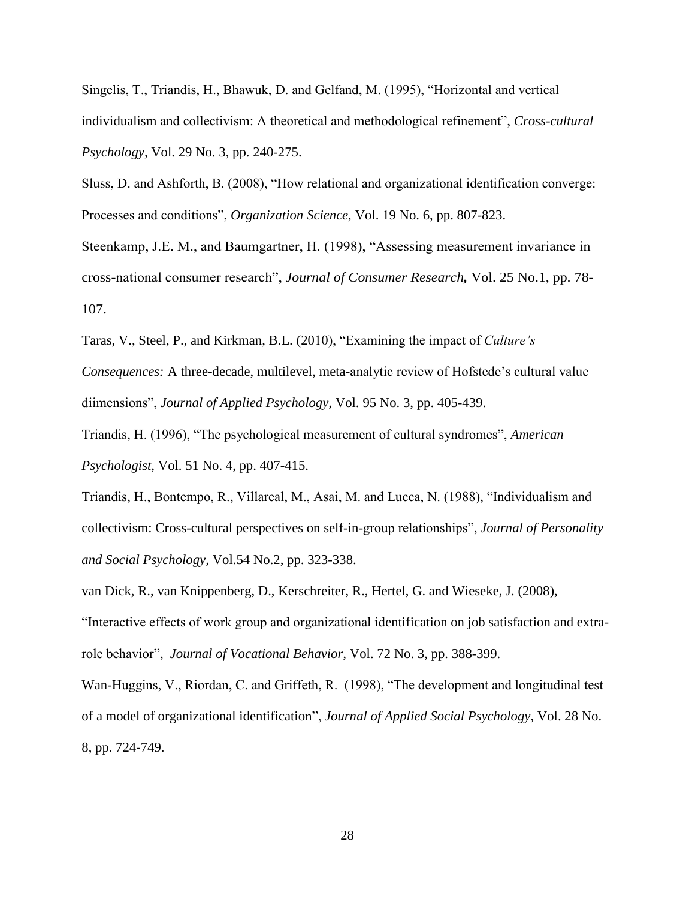Singelis, T., Triandis, H., Bhawuk, D. and Gelfand, M. (1995), “Horizontal and vertical individualism and collectivism: A theoretical and methodological refinement”, *Cross-cultural Psychology,* Vol. 29 No. 3, pp. 240-275.

Sluss, D. and Ashforth, B. (2008), “How relational and organizational identification converge: Processes and conditions”, *Organization Science,* Vol. 19 No. 6, pp. 807-823.

Steenkamp, J.E. M., and Baumgartner, H. (1998), “Assessing measurement invariance in cross-national consumer research”, *Journal of Consumer Research,* Vol. 25 No.1, pp. 78-107.

Taras, V., Steel, P., and Kirkman, B.L. (2010), “Examining the impact of *Culture's Consequences:* A three-decade, multilevel, meta-analytic review of Hofstede’s cultural value diimensions”, *Journal of Applied Psychology,* Vol. 95 No. 3, pp. 405-439.

Triandis, H. (1996), “The psychological measurement of cultural syndromes”, *American Psychologist,* Vol. 51 No. 4, pp. 407-415.

Triandis, H., Bontempo, R., Villareal, M., Asai, M. and Lucca, N. (1988), “Individualism and collectivism: Cross-cultural perspectives on self-in-group relationships”, *Journal of Personality and Social Psychology,* Vol.54 No.2, pp. 323-338.

van Dick, R., van Knippenberg, D., Kerschreiter, R., Hertel, G. and Wieseke, J. (2008), “Interactive effects of work group and organizational identification on job satisfaction and extra-role behavior”, *Journal of Vocational Behavior,* Vol. 72 No. 3, pp. 388-399.

Wan-Huggins, V., Riordan, C. and Griffeth, R. (1998), “The development and longitudinal test of a model of organizational identification”, *Journal of Applied Social Psychology,* Vol. 28 No. 8, pp. 724-749.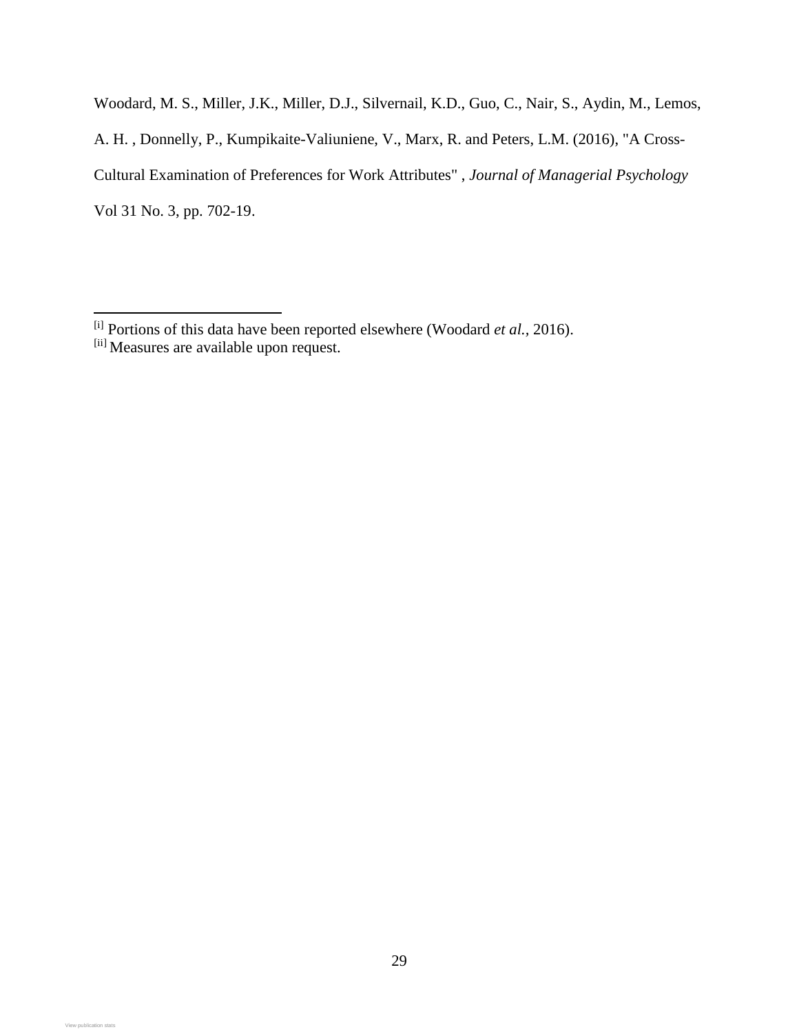Woodard, M. S., Miller, J.K., Miller, D.J., Silvernail, K.D., Guo, C., Nair, S., Aydin, M., Lemos, A. H. , Donnelly, P., Kumpikaite-Valiuniene, V., Marx, R. and Peters, L.M. (2016), "A Cross-Cultural Examination of Preferences for Work Attributes" , *Journal of Managerial Psychology* Vol 31 No. 3, pp. 702-19.

---

[i] Portions of this data have been reported elsewhere (Woodard *et al.*, 2016).

[ii] Measures are available upon request.